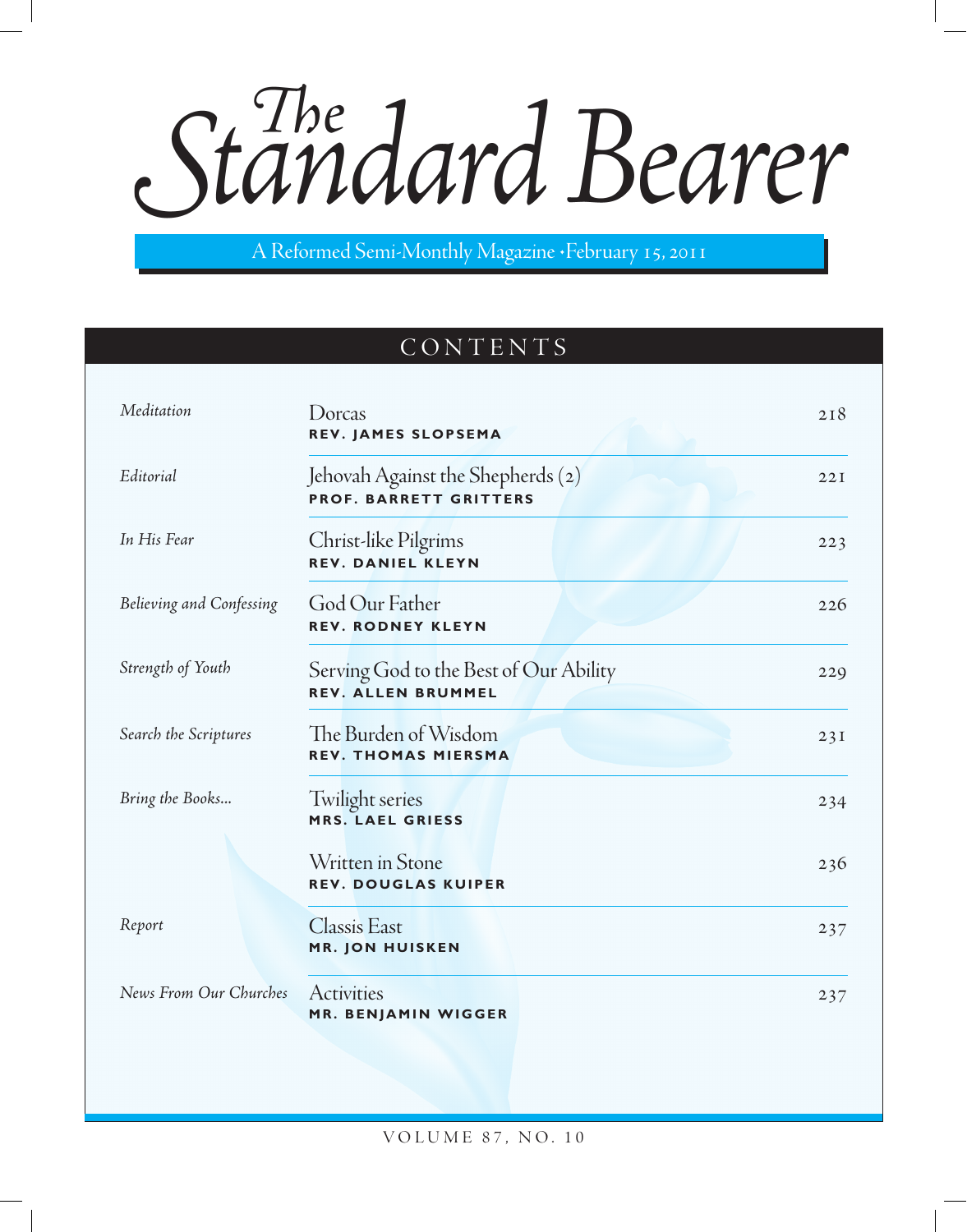# The Standard Bearer

A Reformed Semi-Monthly Magazine • February 15, 2011

## CONTENTS

| Section | Title / Author | Page |
| --- | --- | --- |
| *Meditation* | Dorcas<br>**REV. JAMES SLOPSEMA** | 218 |
| *Editorial* | Jehovah Against the Shepherds (2)<br>**PROF. BARRETT GRITTERS** | 221 |
| *In His Fear* | Christ-like Pilgrims<br>**REV. DANIEL KLEYN** | 223 |
| *Believing and Confessing* | God Our Father<br>**REV. RODNEY KLEYN** | 226 |
| *Strength of Youth* | Serving God to the Best of Our Ability<br>**REV. ALLEN BRUMMEL** | 229 |
| *Search the Scriptures* | The Burden of Wisdom<br>**REV. THOMAS MIERSMA** | 231 |
| *Bring the Books...* | Twilight series<br>**MRS. LAEL GRIESS** | 234 |
| | Written in Stone<br>**REV. DOUGLAS KUIPER** | 236 |
| *Report* | Classis East<br>**MR. JON HUISKEN** | 237 |
| *News From Our Churches* | Activities<br>**MR. BENJAMIN WIGGER** | 237 |

VOLUME 87, NO. 10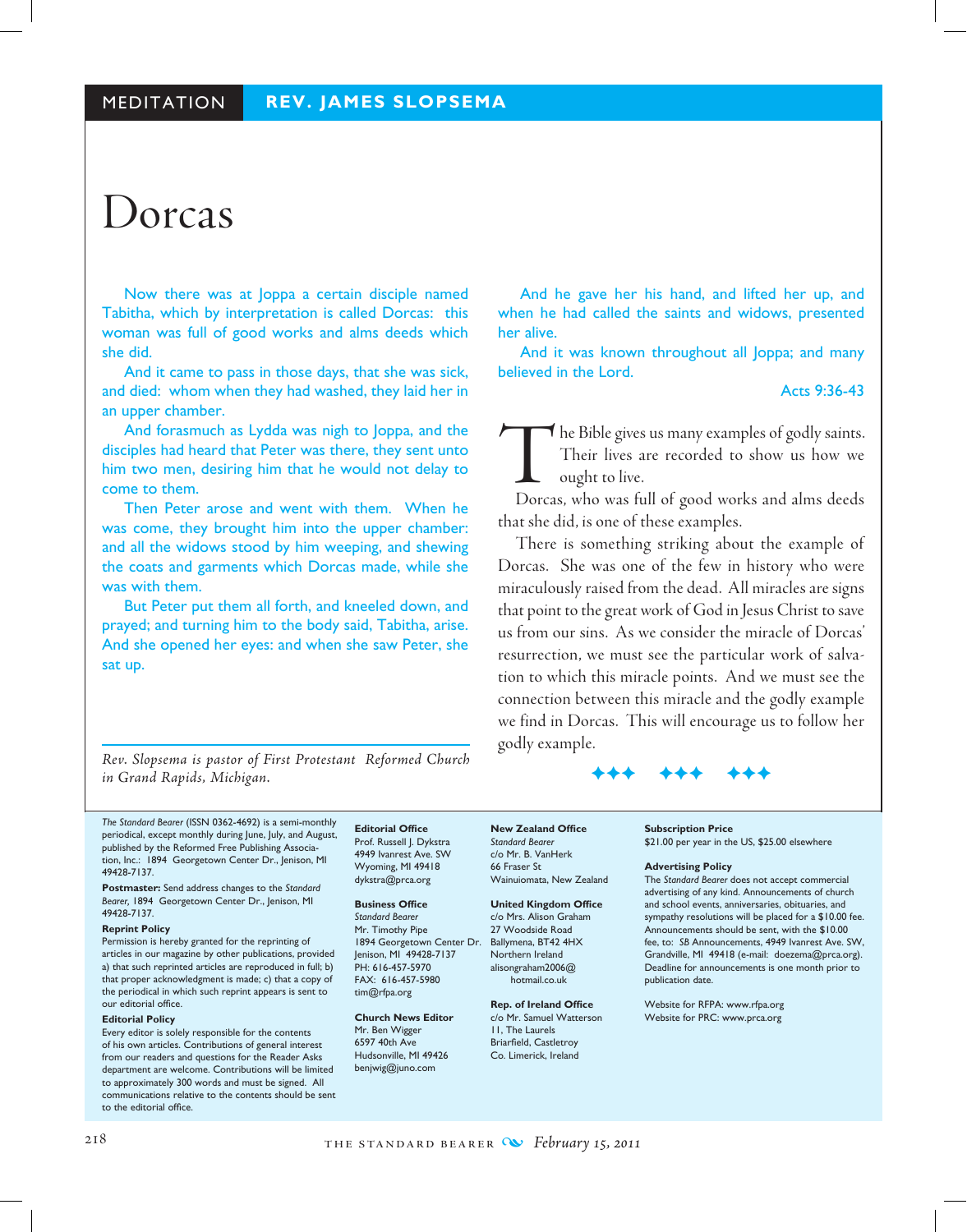MEDITATION **REV. JAMES SLOPSEMA**

# Dorcas

Now there was at Joppa a certain disciple named Tabitha, which by interpretation is called Dorcas: this woman was full of good works and alms deeds which she did.

And it came to pass in those days, that she was sick, and died: whom when they had washed, they laid her in an upper chamber.

And forasmuch as Lydda was nigh to Joppa, and the disciples had heard that Peter was there, they sent unto him two men, desiring him that he would not delay to come to them.

Then Peter arose and went with them. When he was come, they brought him into the upper chamber: and all the widows stood by him weeping, and shewing the coats and garments which Dorcas made, while she was with them.

But Peter put them all forth, and kneeled down, and prayed; and turning him to the body said, Tabitha, arise. And she opened her eyes: and when she saw Peter, she sat up.

And he gave her his hand, and lifted her up, and when he had called the saints and widows, presented her alive.

And it was known throughout all Joppa; and many believed in the Lord.

Acts 9:36-43

The Bible gives us many examples of godly saints. Their lives are recorded to show us how we ought to live.

Dorcas, who was full of good works and alms deeds that she did, is one of these examples.

There is something striking about the example of Dorcas. She was one of the few in history who were miraculously raised from the dead. All miracles are signs that point to the great work of God in Jesus Christ to save us from our sins. As we consider the miracle of Dorcas' resurrection, we must see the particular work of salvation to which this miracle points. And we must see the connection between this miracle and the godly example we find in Dorcas. This will encourage us to follow her godly example.

✦✦✦ ✦✦✦ ✦✦✦

*Rev. Slopsema is pastor of First Protestant Reformed Church in Grand Rapids, Michigan.*

*The Standard Bearer* (ISSN 0362-4692) is a semi-monthly periodical, except monthly during June, July, and August, published by the Reformed Free Publishing Association, Inc.: 1894 Georgetown Center Dr., Jenison, MI 49428-7137.

**Postmaster:** Send address changes to the *Standard Bearer*, 1894 Georgetown Center Dr., Jenison, MI 49428-7137.

**Reprint Policy**
Permission is hereby granted for the reprinting of articles in our magazine by other publications, provided a) that such reprinted articles are reproduced in full; b) that proper acknowledgment is made; c) that a copy of the periodical in which such reprint appears is sent to our editorial office.

**Editorial Policy**
Every editor is solely responsible for the contents of his own articles. Contributions of general interest from our readers and questions for the Reader Asks department are welcome. Contributions will be limited to approximately 300 words and must be signed. All communications relative to the contents should be sent to the editorial office.

**Editorial Office**
Prof. Russell J. Dykstra
4949 Ivanrest Ave. SW
Wyoming, MI 49418
dykstra@prca.org

**Business Office**
*Standard Bearer*
Mr. Timothy Pipe
1894 Georgetown Center Dr.
Jenison, MI 49428-7137
PH: 616-457-5970
FAX: 616-457-5980
tim@rfpa.org

**Church News Editor**
Mr. Ben Wigger
6597 40th Ave
Hudsonville, MI 49426
benjwig@juno.com

**New Zealand Office**
*Standard Bearer*
c/o Mr. B. VanHerk
66 Fraser St
Wainuiomata, New Zealand

**United Kingdom Office**
c/o Mrs. Alison Graham
27 Woodside Road
Ballymena, BT42 4HX
Northern Ireland
alisongraham2006@hotmail.co.uk

**Rep. of Ireland Office**
c/o Mr. Samuel Watterson
11, The Laurels
Briarfield, Castletroy
Co. Limerick, Ireland

**Subscription Price**
$21.00 per year in the US, $25.00 elsewhere

**Advertising Policy**
The *Standard Bearer* does not accept commercial advertising of any kind. Announcements of church and school events, anniversaries, obituaries, and sympathy resolutions will be placed for a $10.00 fee. Announcements should be sent, with the $10.00 fee, to: *SB* Announcements, 4949 Ivanrest Ave. SW, Grandville, MI 49418 (e-mail: doezema@prca.org). Deadline for announcements is one month prior to publication date.

Website for RFPA: www.rfpa.org
Website for PRC: www.prca.org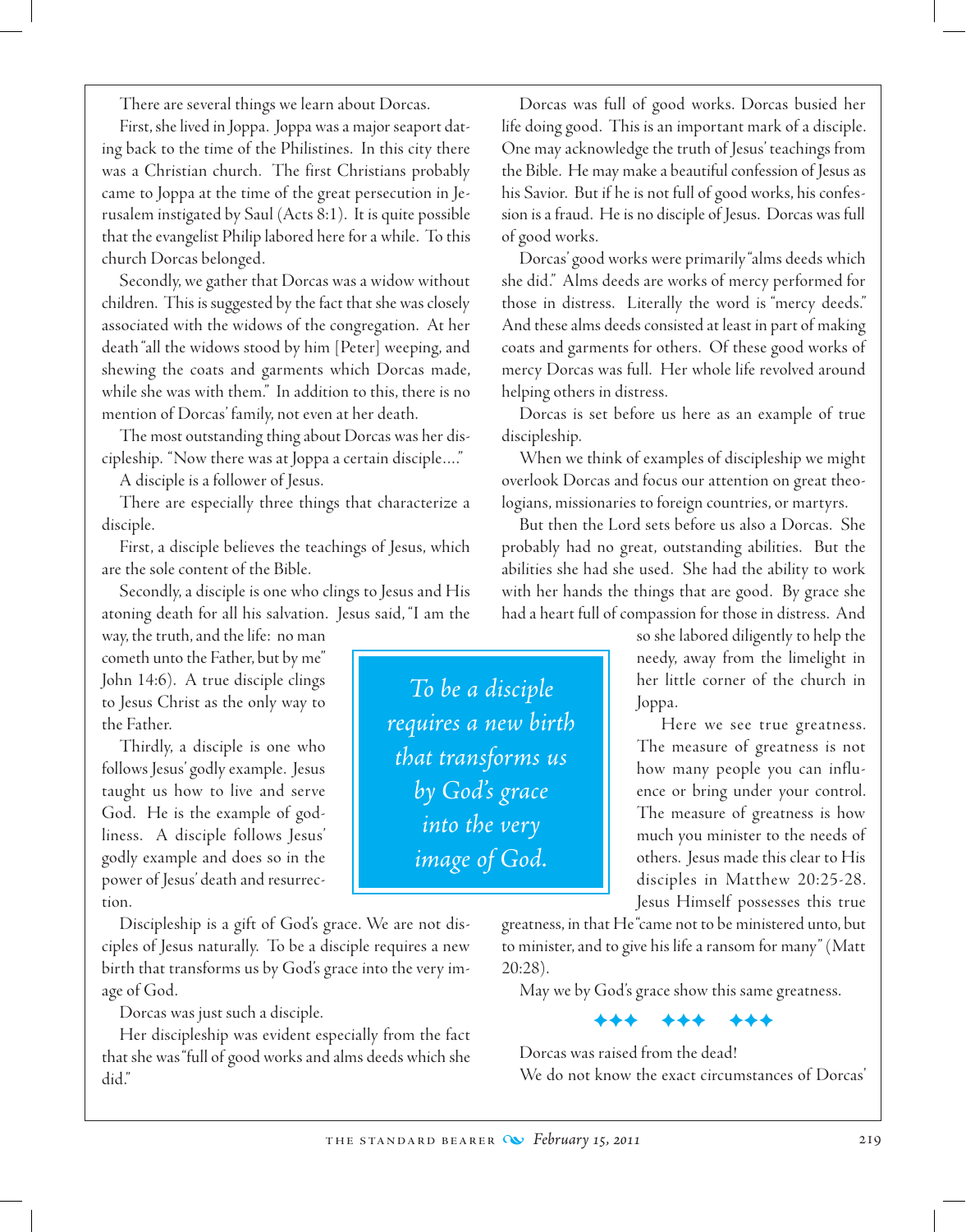There are several things we learn about Dorcas.

First, she lived in Joppa. Joppa was a major seaport dating back to the time of the Philistines. In this city there was a Christian church. The first Christians probably came to Joppa at the time of the great persecution in Jerusalem instigated by Saul (Acts 8:1). It is quite possible that the evangelist Philip labored here for a while. To this church Dorcas belonged.

Secondly, we gather that Dorcas was a widow without children. This is suggested by the fact that she was closely associated with the widows of the congregation. At her death "all the widows stood by him [Peter] weeping, and shewing the coats and garments which Dorcas made, while she was with them." In addition to this, there is no mention of Dorcas' family, not even at her death.

The most outstanding thing about Dorcas was her discipleship. "Now there was at Joppa a certain disciple...."

A disciple is a follower of Jesus.

There are especially three things that characterize a disciple.

First, a disciple believes the teachings of Jesus, which are the sole content of the Bible.

Secondly, a disciple is one who clings to Jesus and His atoning death for all his salvation. Jesus said, "I am the way, the truth, and the life: no man cometh unto the Father, but by me" John 14:6). A true disciple clings to Jesus Christ as the only way to the Father.

Thirdly, a disciple is one who follows Jesus' godly example. Jesus taught us how to live and serve God. He is the example of godliness. A disciple follows Jesus' godly example and does so in the power of Jesus' death and resurrection.

Discipleship is a gift of God's grace. We are not disciples of Jesus naturally. To be a disciple requires a new birth that transforms us by God's grace into the very image of God.

Dorcas was just such a disciple.

Her discipleship was evident especially from the fact that she was "full of good works and alms deeds which she did."

Dorcas was full of good works. Dorcas busied her life doing good. This is an important mark of a disciple. One may acknowledge the truth of Jesus' teachings from the Bible. He may make a beautiful confession of Jesus as his Savior. But if he is not full of good works, his confession is a fraud. He is no disciple of Jesus. Dorcas was full of good works.

Dorcas' good works were primarily "alms deeds which she did." Alms deeds are works of mercy performed for those in distress. Literally the word is "mercy deeds." And these alms deeds consisted at least in part of making coats and garments for others. Of these good works of mercy Dorcas was full. Her whole life revolved around helping others in distress.

Dorcas is set before us here as an example of true discipleship.

When we think of examples of discipleship we might overlook Dorcas and focus our attention on great theologians, missionaries to foreign countries, or martyrs.

But then the Lord sets before us also a Dorcas. She probably had no great, outstanding abilities. But the abilities she had she used. She had the ability to work with her hands the things that are good. By grace she had a heart full of compassion for those in distress. And so she labored diligently to help the needy, away from the limelight in her little corner of the church in Joppa.

Here we see true greatness. The measure of greatness is not how many people you can influence or bring under your control. The measure of greatness is how much you minister to the needs of others. Jesus made this clear to His disciples in Matthew 20:25-28. Jesus Himself possesses this true greatness, in that He "came not to be ministered unto, but to minister, and to give his life a ransom for many" (Matt 20:28).

May we by God's grace show this same greatness.

*To be a disciple requires a new birth that transforms us by God's grace into the very image of God.*

✦✦✦ ✦✦✦ ✦✦✦

Dorcas was raised from the dead!

We do not know the exact circumstances of Dorcas'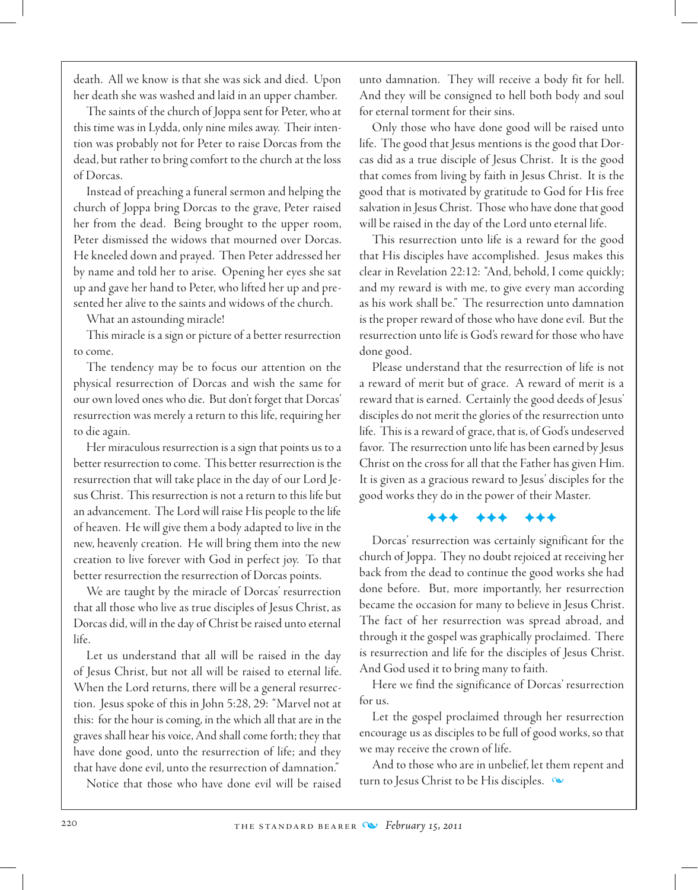death. All we know is that she was sick and died. Upon her death she was washed and laid in an upper chamber.

The saints of the church of Joppa sent for Peter, who at this time was in Lydda, only nine miles away. Their intention was probably not for Peter to raise Dorcas from the dead, but rather to bring comfort to the church at the loss of Dorcas.

Instead of preaching a funeral sermon and helping the church of Joppa bring Dorcas to the grave, Peter raised her from the dead. Being brought to the upper room, Peter dismissed the widows that mourned over Dorcas. He kneeled down and prayed. Then Peter addressed her by name and told her to arise. Opening her eyes she sat up and gave her hand to Peter, who lifted her up and presented her alive to the saints and widows of the church.

What an astounding miracle!

This miracle is a sign or picture of a better resurrection to come.

The tendency may be to focus our attention on the physical resurrection of Dorcas and wish the same for our own loved ones who die. But don't forget that Dorcas' resurrection was merely a return to this life, requiring her to die again.

Her miraculous resurrection is a sign that points us to a better resurrection to come. This better resurrection is the resurrection that will take place in the day of our Lord Jesus Christ. This resurrection is not a return to this life but an advancement. The Lord will raise His people to the life of heaven. He will give them a body adapted to live in the new, heavenly creation. He will bring them into the new creation to live forever with God in perfect joy. To that better resurrection the resurrection of Dorcas points.

We are taught by the miracle of Dorcas' resurrection that all those who live as true disciples of Jesus Christ, as Dorcas did, will in the day of Christ be raised unto eternal life.

Let us understand that all will be raised in the day of Jesus Christ, but not all will be raised to eternal life. When the Lord returns, there will be a general resurrection. Jesus spoke of this in John 5:28, 29: "Marvel not at this: for the hour is coming, in the which all that are in the graves shall hear his voice, And shall come forth; they that have done good, unto the resurrection of life; and they that have done evil, unto the resurrection of damnation."

Notice that those who have done evil will be raised unto damnation. They will receive a body fit for hell. And they will be consigned to hell both body and soul for eternal torment for their sins.

Only those who have done good will be raised unto life. The good that Jesus mentions is the good that Dorcas did as a true disciple of Jesus Christ. It is the good that comes from living by faith in Jesus Christ. It is the good that is motivated by gratitude to God for His free salvation in Jesus Christ. Those who have done that good will be raised in the day of the Lord unto eternal life.

This resurrection unto life is a reward for the good that His disciples have accomplished. Jesus makes this clear in Revelation 22:12: "And, behold, I come quickly; and my reward is with me, to give every man according as his work shall be." The resurrection unto damnation is the proper reward of those who have done evil. But the resurrection unto life is God's reward for those who have done good.

Please understand that the resurrection of life is not a reward of merit but of grace. A reward of merit is a reward that is earned. Certainly the good deeds of Jesus' disciples do not merit the glories of the resurrection unto life. This is a reward of grace, that is, of God's undeserved favor. The resurrection unto life has been earned by Jesus Christ on the cross for all that the Father has given Him. It is given as a gracious reward to Jesus' disciples for the good works they do in the power of their Master.

✦✦✦ ✦✦✦ ✦✦✦

Dorcas' resurrection was certainly significant for the church of Joppa. They no doubt rejoiced at receiving her back from the dead to continue the good works she had done before. But, more importantly, her resurrection became the occasion for many to believe in Jesus Christ. The fact of her resurrection was spread abroad, and through it the gospel was graphically proclaimed. There is resurrection and life for the disciples of Jesus Christ. And God used it to bring many to faith.

Here we find the significance of Dorcas' resurrection for us.

Let the gospel proclaimed through her resurrection encourage us as disciples to be full of good works, so that we may receive the crown of life.

And to those who are in unbelief, let them repent and turn to Jesus Christ to be His disciples.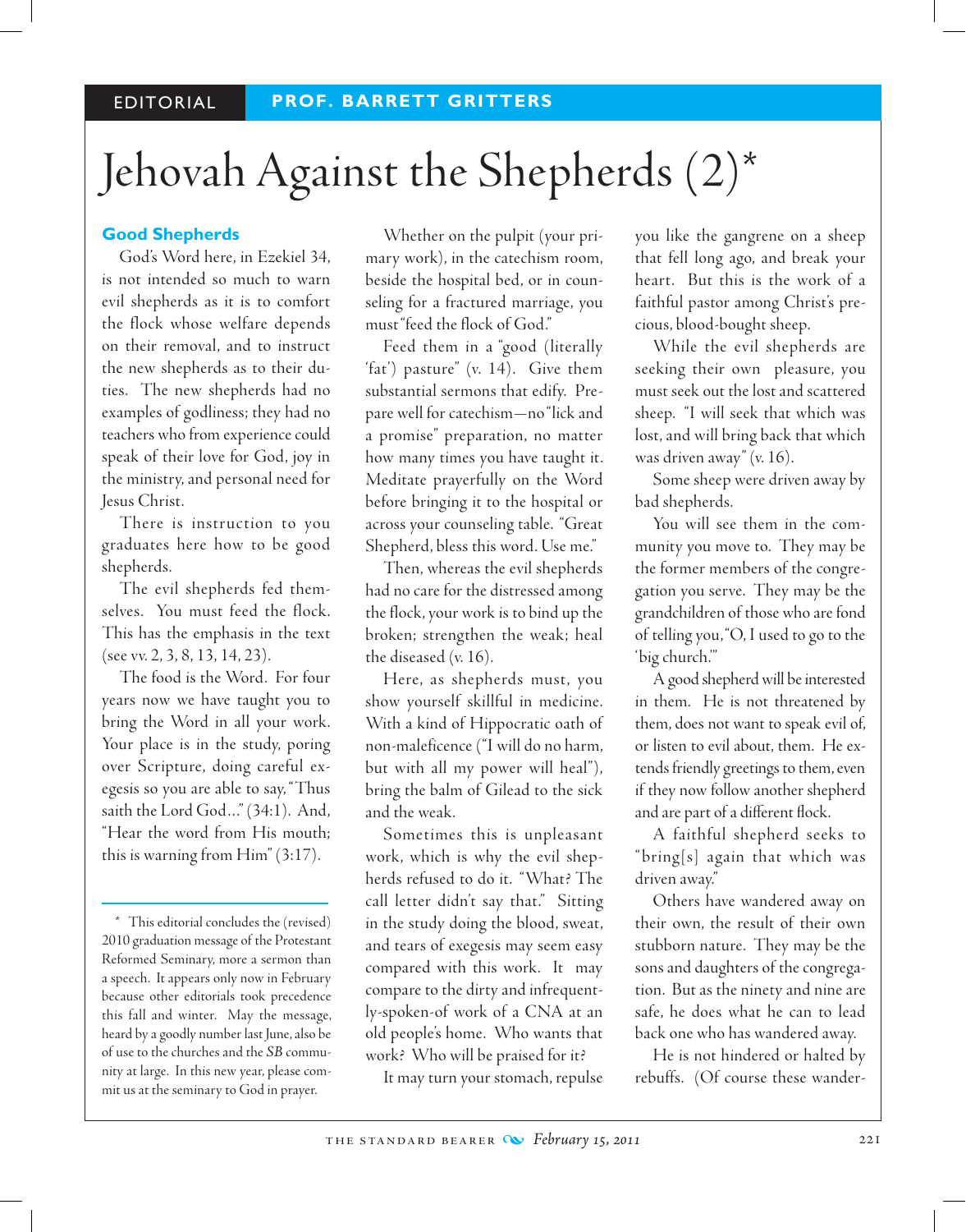EDITORIAL PROF. BARRETT GRITTERS

# Jehovah Against the Shepherds (2)*

## Good Shepherds

God's Word here, in Ezekiel 34, is not intended so much to warn evil shepherds as it is to comfort the flock whose welfare depends on their removal, and to instruct the new shepherds as to their duties. The new shepherds had no examples of godliness; they had no teachers who from experience could speak of their love for God, joy in the ministry, and personal need for Jesus Christ.

There is instruction to you graduates here how to be good shepherds.

The evil shepherds fed themselves. You must feed the flock. This has the emphasis in the text (see vv. 2, 3, 8, 13, 14, 23).

The food is the Word. For four years now we have taught you to bring the Word in all your work. Your place is in the study, poring over Scripture, doing careful exegesis so you are able to say, "Thus saith the Lord God..." (34:1). And, "Hear the word from His mouth; this is warning from Him" (3:17).

Whether on the pulpit (your primary work), in the catechism room, beside the hospital bed, or in counseling for a fractured marriage, you must "feed the flock of God."

Feed them in a "good (literally 'fat') pasture" (v. 14). Give them substantial sermons that edify. Prepare well for catechism—no "lick and a promise" preparation, no matter how many times you have taught it. Meditate prayerfully on the Word before bringing it to the hospital or across your counseling table. "Great Shepherd, bless this word. Use me."

Then, whereas the evil shepherds had no care for the distressed among the flock, your work is to bind up the broken; strengthen the weak; heal the diseased (v. 16).

Here, as shepherds must, you show yourself skillful in medicine. With a kind of Hippocratic oath of non-maleficence ("I will do no harm, but with all my power will heal"), bring the balm of Gilead to the sick and the weak.

Sometimes this is unpleasant work, which is why the evil shepherds refused to do it. "What? The call letter didn't say that." Sitting in the study doing the blood, sweat, and tears of exegesis may seem easy compared with this work. It may compare to the dirty and infrequently-spoken-of work of a CNA at an old people's home. Who wants that work? Who will be praised for it?

It may turn your stomach, repulse you like the gangrene on a sheep that fell long ago, and break your heart. But this is the work of a faithful pastor among Christ's precious, blood-bought sheep.

While the evil shepherds are seeking their own pleasure, you must seek out the lost and scattered sheep. "I will seek that which was lost, and will bring back that which was driven away" (v. 16).

Some sheep were driven away by bad shepherds.

You will see them in the community you move to. They may be the former members of the congregation you serve. They may be the grandchildren of those who are fond of telling you, "O, I used to go to the 'big church.'"

A good shepherd will be interested in them. He is not threatened by them, does not want to speak evil of, or listen to evil about, them. He extends friendly greetings to them, even if they now follow another shepherd and are part of a different flock.

A faithful shepherd seeks to "bring[s] again that which was driven away."

Others have wandered away on their own, the result of their own stubborn nature. They may be the sons and daughters of the congregation. But as the ninety and nine are safe, he does what he can to lead back one who has wandered away.

He is not hindered or halted by rebuffs. (Of course these wander-

---

\* This editorial concludes the (revised) 2010 graduation message of the Protestant Reformed Seminary, more a sermon than a speech. It appears only now in February because other editorials took precedence this fall and winter. May the message, heard by a goodly number last June, also be of use to the churches and the *SB* community at large. In this new year, please commit us at the seminary to God in prayer.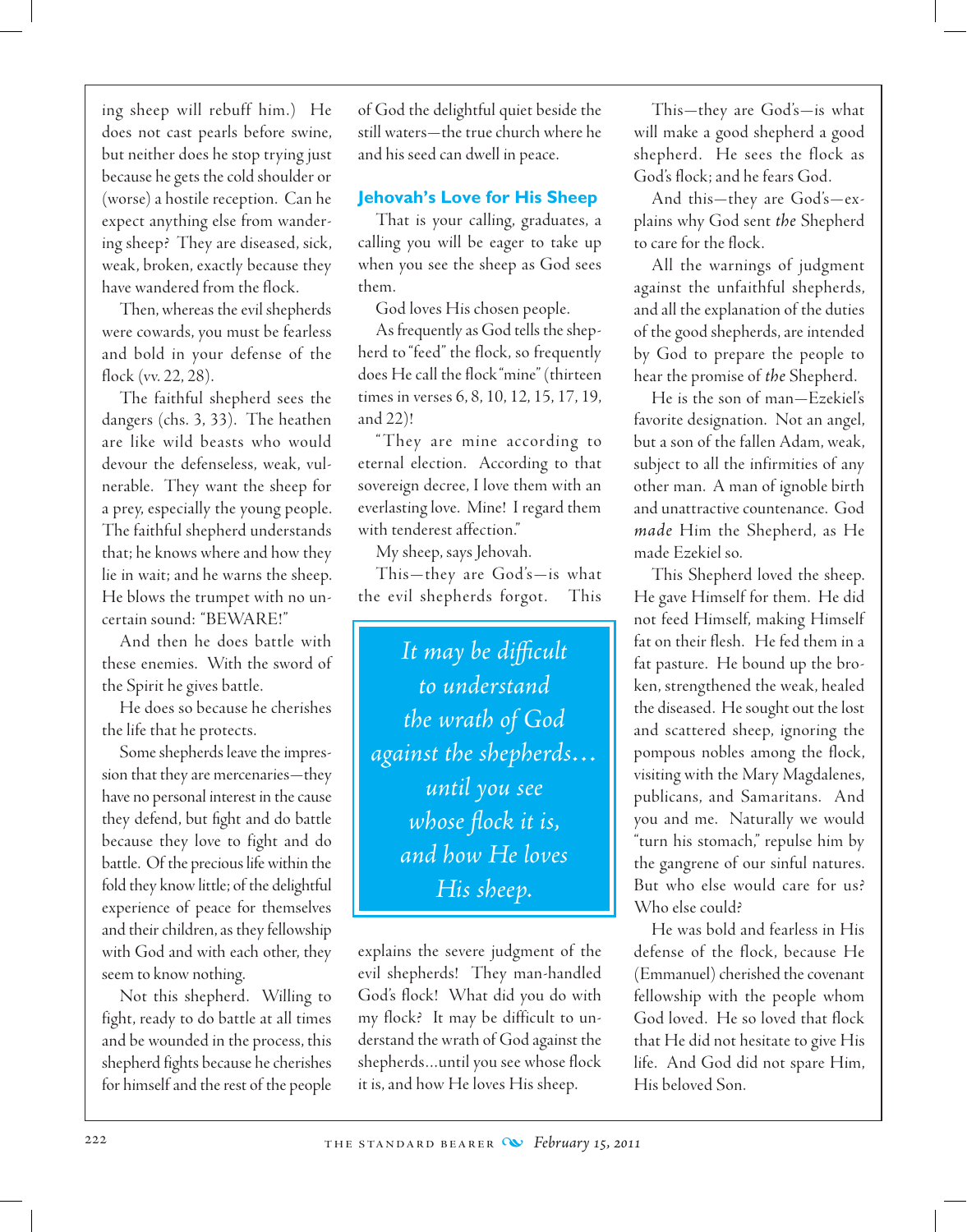ing sheep will rebuff him.) He does not cast pearls before swine, but neither does he stop trying just because he gets the cold shoulder or (worse) a hostile reception. Can he expect anything else from wandering sheep? They are diseased, sick, weak, broken, exactly because they have wandered from the flock.

Then, whereas the evil shepherds were cowards, you must be fearless and bold in your defense of the flock (vv. 22, 28).

The faithful shepherd sees the dangers (chs. 3, 33). The heathen are like wild beasts who would devour the defenseless, weak, vulnerable. They want the sheep for a prey, especially the young people. The faithful shepherd understands that; he knows where and how they lie in wait; and he warns the sheep. He blows the trumpet with no uncertain sound: "BEWARE!"

And then he does battle with these enemies. With the sword of the Spirit he gives battle.

He does so because he cherishes the life that he protects.

Some shepherds leave the impression that they are mercenaries—they have no personal interest in the cause they defend, but fight and do battle because they love to fight and do battle. Of the precious life within the fold they know little; of the delightful experience of peace for themselves and their children, as they fellowship with God and with each other, they seem to know nothing.

Not this shepherd. Willing to fight, ready to do battle at all times and be wounded in the process, this shepherd fights because he cherishes for himself and the rest of the people of God the delightful quiet beside the still waters—the true church where he and his seed can dwell in peace.

## Jehovah's Love for His Sheep

That is your calling, graduates, a calling you will be eager to take up when you see the sheep as God sees them.

God loves His chosen people.

As frequently as God tells the shepherd to "feed" the flock, so frequently does He call the flock "mine" (thirteen times in verses 6, 8, 10, 12, 15, 17, 19, and 22)!

"They are mine according to eternal election. According to that sovereign decree, I love them with an everlasting love. Mine! I regard them with tenderest affection."

My sheep, says Jehovah.

This—they are God's—is what the evil shepherds forgot. This explains the severe judgment of the evil shepherds! They man-handled God's flock! What did you do with my flock? It may be difficult to understand the wrath of God against the shepherds...until you see whose flock it is, and how He loves His sheep.

> *It may be difficult to understand the wrath of God against the shepherds... until you see whose flock it is, and how He loves His sheep.*

This—they are God's—is what will make a good shepherd a good shepherd. He sees the flock as God's flock; and he fears God.

And this—they are God's—explains why God sent *the* Shepherd to care for the flock.

All the warnings of judgment against the unfaithful shepherds, and all the explanation of the duties of the good shepherds, are intended by God to prepare the people to hear the promise of *the* Shepherd.

He is the son of man—Ezekiel's favorite designation. Not an angel, but a son of the fallen Adam, weak, subject to all the infirmities of any other man. A man of ignoble birth and unattractive countenance. God *made* Him the Shepherd, as He made Ezekiel so.

This Shepherd loved the sheep. He gave Himself for them. He did not feed Himself, making Himself fat on their flesh. He fed them in a fat pasture. He bound up the broken, strengthened the weak, healed the diseased. He sought out the lost and scattered sheep, ignoring the pompous nobles among the flock, visiting with the Mary Magdalenes, publicans, and Samaritans. And you and me. Naturally we would "turn his stomach," repulse him by the gangrene of our sinful natures. But who else would care for us? Who else could?

He was bold and fearless in His defense of the flock, because He (Emmanuel) cherished the covenant fellowship with the people whom God loved. He so loved that flock that He did not hesitate to give His life. And God did not spare Him, His beloved Son.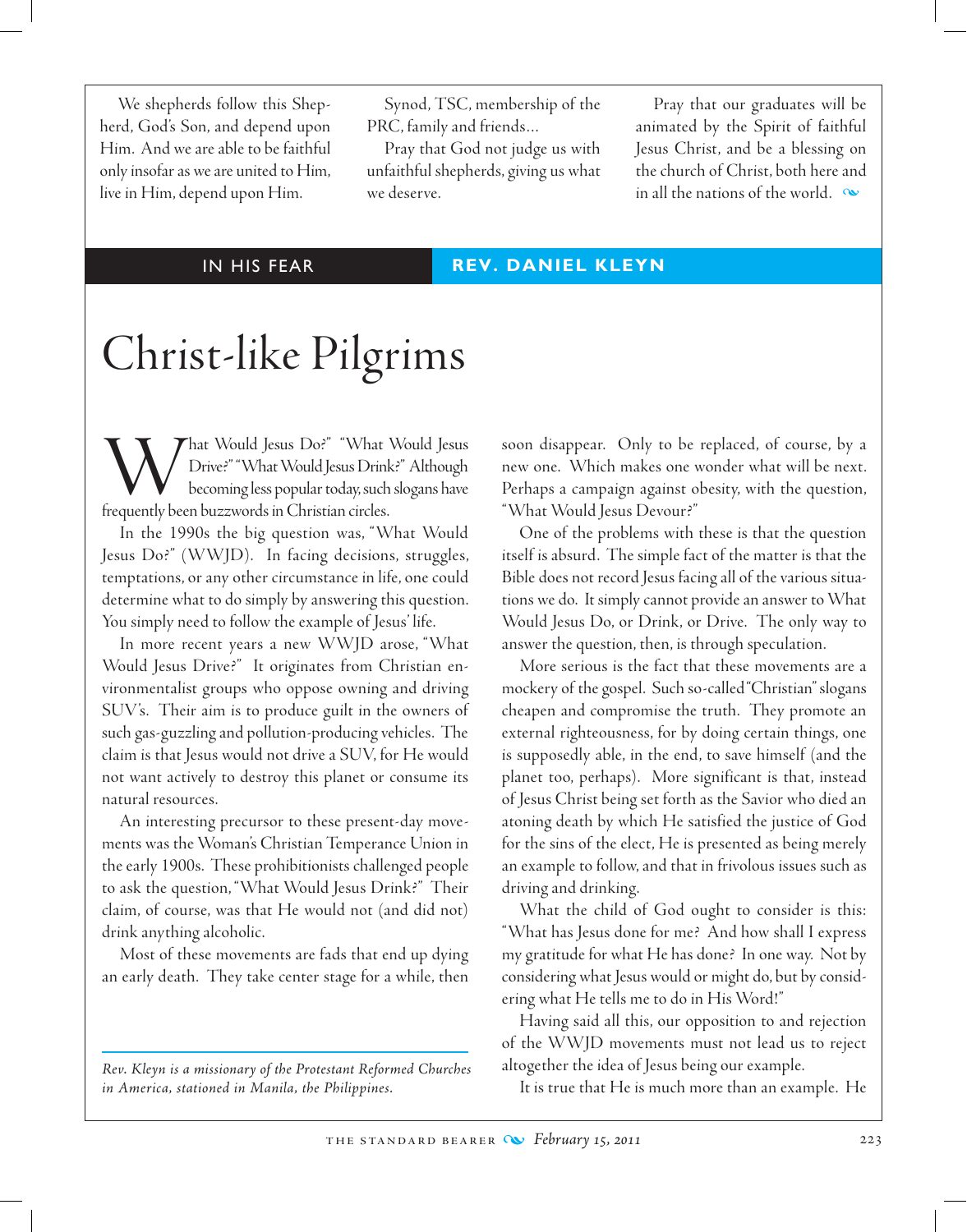We shepherds follow this Shepherd, God's Son, and depend upon Him. And we are able to be faithful only insofar as we are united to Him, live in Him, depend upon Him.

Synod, TSC, membership of the PRC, family and friends...

Pray that God not judge us with unfaithful shepherds, giving us what we deserve.

Pray that our graduates will be animated by the Spirit of faithful Jesus Christ, and be a blessing on the church of Christ, both here and in all the nations of the world.

IN HIS FEAR **REV. DANIEL KLEYN**

# Christ-like Pilgrims

"What Would Jesus Do?" "What Would Jesus Drive?" "What Would Jesus Drink?" Although becoming less popular today, such slogans have frequently been buzzwords in Christian circles.

In the 1990s the big question was, "What Would Jesus Do?" (WWJD). In facing decisions, struggles, temptations, or any other circumstance in life, one could determine what to do simply by answering this question. You simply need to follow the example of Jesus' life.

In more recent years a new WWJD arose, "What Would Jesus Drive?" It originates from Christian environmentalist groups who oppose owning and driving SUV's. Their aim is to produce guilt in the owners of such gas-guzzling and pollution-producing vehicles. The claim is that Jesus would not drive a SUV, for He would not want actively to destroy this planet or consume its natural resources.

An interesting precursor to these present-day movements was the Woman's Christian Temperance Union in the early 1900s. These prohibitionists challenged people to ask the question, "What Would Jesus Drink?" Their claim, of course, was that He would not (and did not) drink anything alcoholic.

Most of these movements are fads that end up dying an early death. They take center stage for a while, then soon disappear. Only to be replaced, of course, by a new one. Which makes one wonder what will be next. Perhaps a campaign against obesity, with the question, "What Would Jesus Devour?"

One of the problems with these is that the question itself is absurd. The simple fact of the matter is that the Bible does not record Jesus facing all of the various situations we do. It simply cannot provide an answer to What Would Jesus Do, or Drink, or Drive. The only way to answer the question, then, is through speculation.

More serious is the fact that these movements are a mockery of the gospel. Such so-called "Christian" slogans cheapen and compromise the truth. They promote an external righteousness, for by doing certain things, one is supposedly able, in the end, to save himself (and the planet too, perhaps). More significant is that, instead of Jesus Christ being set forth as the Savior who died an atoning death by which He satisfied the justice of God for the sins of the elect, He is presented as being merely an example to follow, and that in frivolous issues such as driving and drinking.

What the child of God ought to consider is this: "What has Jesus done for me? And how shall I express my gratitude for what He has done? In one way. Not by considering what Jesus would or might do, but by considering what He tells me to do in His Word!"

Having said all this, our opposition to and rejection of the WWJD movements must not lead us to reject altogether the idea of Jesus being our example.

It is true that He is much more than an example. He

*Rev. Kleyn is a missionary of the Protestant Reformed Churches in America, stationed in Manila, the Philippines.*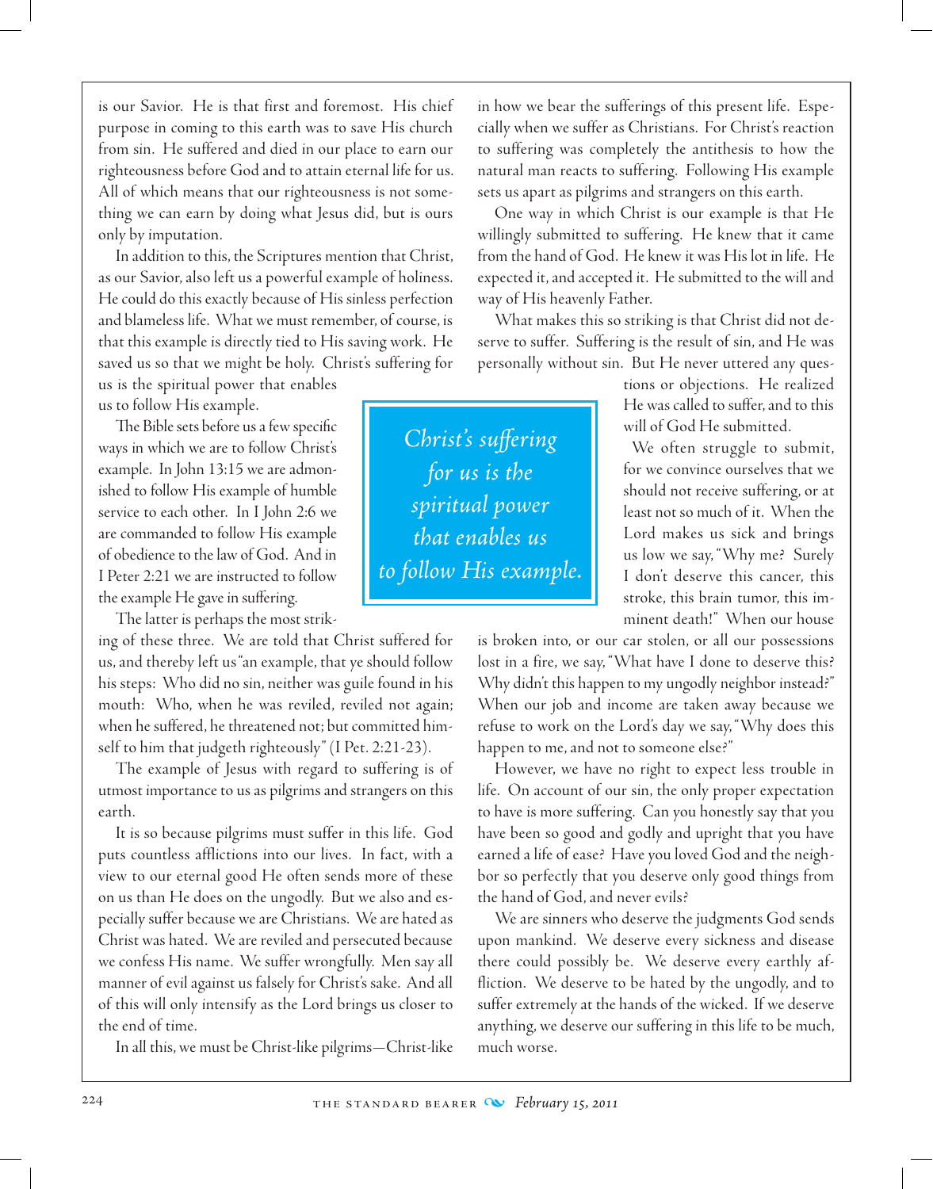is our Savior. He is that first and foremost. His chief purpose in coming to this earth was to save His church from sin. He suffered and died in our place to earn our righteousness before God and to attain eternal life for us. All of which means that our righteousness is not something we can earn by doing what Jesus did, but is ours only by imputation.

In addition to this, the Scriptures mention that Christ, as our Savior, also left us a powerful example of holiness. He could do this exactly because of His sinless perfection and blameless life. What we must remember, of course, is that this example is directly tied to His saving work. He saved us so that we might be holy. Christ's suffering for us is the spiritual power that enables us to follow His example.

> *Christ's suffering for us is the spiritual power that enables us to follow His example.*

The Bible sets before us a few specific ways in which we are to follow Christ's example. In John 13:15 we are admonished to follow His example of humble service to each other. In I John 2:6 we are commanded to follow His example of obedience to the law of God. And in I Peter 2:21 we are instructed to follow the example He gave in suffering.

The latter is perhaps the most striking of these three. We are told that Christ suffered for us, and thereby left us "an example, that ye should follow his steps: Who did no sin, neither was guile found in his mouth: Who, when he was reviled, reviled not again; when he suffered, he threatened not; but committed himself to him that judgeth righteously" (I Pet. 2:21-23).

The example of Jesus with regard to suffering is of utmost importance to us as pilgrims and strangers on this earth.

It is so because pilgrims must suffer in this life. God puts countless afflictions into our lives. In fact, with a view to our eternal good He often sends more of these on us than He does on the ungodly. But we also and especially suffer because we are Christians. We are hated as Christ was hated. We are reviled and persecuted because we confess His name. We suffer wrongfully. Men say all manner of evil against us falsely for Christ's sake. And all of this will only intensify as the Lord brings us closer to the end of time.

In all this, we must be Christ-like pilgrims—Christ-like in how we bear the sufferings of this present life. Especially when we suffer as Christians. For Christ's reaction to suffering was completely the antithesis to how the natural man reacts to suffering. Following His example sets us apart as pilgrims and strangers on this earth.

One way in which Christ is our example is that He willingly submitted to suffering. He knew that it came from the hand of God. He knew it was His lot in life. He expected it, and accepted it. He submitted to the will and way of His heavenly Father.

What makes this so striking is that Christ did not deserve to suffer. Suffering is the result of sin, and He was personally without sin. But He never uttered any questions or objections. He realized He was called to suffer, and to this will of God He submitted.

We often struggle to submit, for we convince ourselves that we should not receive suffering, or at least not so much of it. When the Lord makes us sick and brings us low we say, "Why me? Surely I don't deserve this cancer, this stroke, this brain tumor, this imminent death!" When our house is broken into, or our car stolen, or all our possessions lost in a fire, we say, "What have I done to deserve this? Why didn't this happen to my ungodly neighbor instead?" When our job and income are taken away because we refuse to work on the Lord's day we say, "Why does this happen to me, and not to someone else?"

However, we have no right to expect less trouble in life. On account of our sin, the only proper expectation to have is more suffering. Can you honestly say that you have been so good and godly and upright that you have earned a life of ease? Have you loved God and the neighbor so perfectly that you deserve only good things from the hand of God, and never evils?

We are sinners who deserve the judgments God sends upon mankind. We deserve every sickness and disease there could possibly be. We deserve every earthly affliction. We deserve to be hated by the ungodly, and to suffer extremely at the hands of the wicked. If we deserve anything, we deserve our suffering in this life to be much, much worse.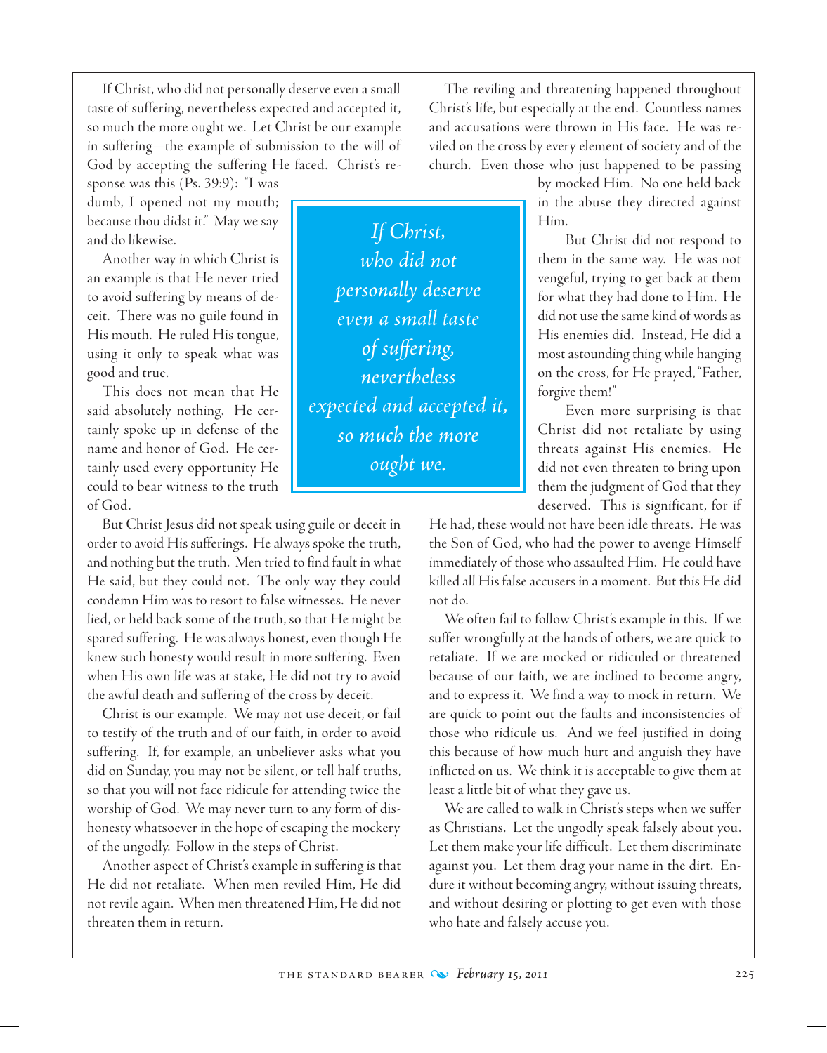If Christ, who did not personally deserve even a small taste of suffering, nevertheless expected and accepted it, so much the more ought we. Let Christ be our example in suffering—the example of submission to the will of God by accepting the suffering He faced. Christ's response was this (Ps. 39:9): "I was dumb, I opened not my mouth; because thou didst it." May we say and do likewise.

Another way in which Christ is an example is that He never tried to avoid suffering by means of deceit. There was no guile found in His mouth. He ruled His tongue, using it only to speak what was good and true.

This does not mean that He said absolutely nothing. He certainly spoke up in defense of the name and honor of God. He certainly used every opportunity He could to bear witness to the truth of God.

But Christ Jesus did not speak using guile or deceit in order to avoid His sufferings. He always spoke the truth, and nothing but the truth. Men tried to find fault in what He said, but they could not. The only way they could condemn Him was to resort to false witnesses. He never lied, or held back some of the truth, so that He might be spared suffering. He was always honest, even though He knew such honesty would result in more suffering. Even when His own life was at stake, He did not try to avoid the awful death and suffering of the cross by deceit.

Christ is our example. We may not use deceit, or fail to testify of the truth and of our faith, in order to avoid suffering. If, for example, an unbeliever asks what you did on Sunday, you may not be silent, or tell half truths, so that you will not face ridicule for attending twice the worship of God. We may never turn to any form of dishonesty whatsoever in the hope of escaping the mockery of the ungodly. Follow in the steps of Christ.

Another aspect of Christ's example in suffering is that He did not retaliate. When men reviled Him, He did not revile again. When men threatened Him, He did not threaten them in return.

> *If Christ, who did not personally deserve even a small taste of suffering, nevertheless expected and accepted it, so much the more ought we.*

The reviling and threatening happened throughout Christ's life, but especially at the end. Countless names and accusations were thrown in His face. He was reviled on the cross by every element of society and of the church. Even those who just happened to be passing by mocked Him. No one held back in the abuse they directed against Him.

But Christ did not respond to them in the same way. He was not vengeful, trying to get back at them for what they had done to Him. He did not use the same kind of words as His enemies did. Instead, He did a most astounding thing while hanging on the cross, for He prayed, "Father, forgive them!"

Even more surprising is that Christ did not retaliate by using threats against His enemies. He did not even threaten to bring upon them the judgment of God that they deserved. This is significant, for if He had, these would not have been idle threats. He was the Son of God, who had the power to avenge Himself immediately of those who assaulted Him. He could have killed all His false accusers in a moment. But this He did not do.

We often fail to follow Christ's example in this. If we suffer wrongfully at the hands of others, we are quick to retaliate. If we are mocked or ridiculed or threatened because of our faith, we are inclined to become angry, and to express it. We find a way to mock in return. We are quick to point out the faults and inconsistencies of those who ridicule us. And we feel justified in doing this because of how much hurt and anguish they have inflicted on us. We think it is acceptable to give them at least a little bit of what they gave us.

We are called to walk in Christ's steps when we suffer as Christians. Let the ungodly speak falsely about you. Let them make your life difficult. Let them discriminate against you. Let them drag your name in the dirt. Endure it without becoming angry, without issuing threats, and without desiring or plotting to get even with those who hate and falsely accuse you.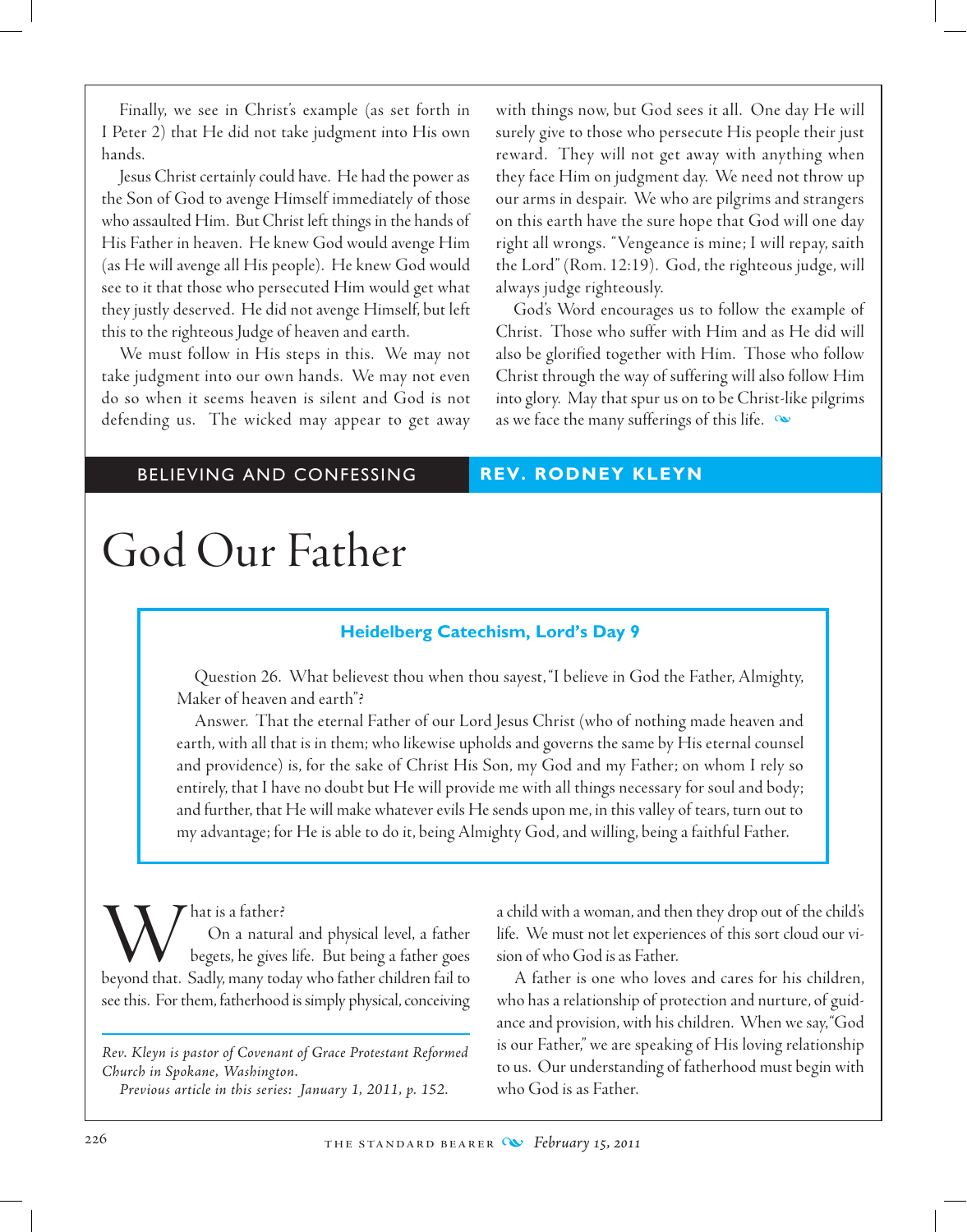Finally, we see in Christ's example (as set forth in I Peter 2) that He did not take judgment into His own hands.

Jesus Christ certainly could have. He had the power as the Son of God to avenge Himself immediately of those who assaulted Him. But Christ left things in the hands of His Father in heaven. He knew God would avenge Him (as He will avenge all His people). He knew God would see to it that those who persecuted Him would get what they justly deserved. He did not avenge Himself, but left this to the righteous Judge of heaven and earth.

We must follow in His steps in this. We may not take judgment into our own hands. We may not even do so when it seems heaven is silent and God is not defending us. The wicked may appear to get away with things now, but God sees it all. One day He will surely give to those who persecute His people their just reward. They will not get away with anything when they face Him on judgment day. We need not throw up our arms in despair. We who are pilgrims and strangers on this earth have the sure hope that God will one day right all wrongs. "Vengeance is mine; I will repay, saith the Lord" (Rom. 12:19). God, the righteous judge, will always judge righteously.

God's Word encourages us to follow the example of Christ. Those who suffer with Him and as He did will also be glorified together with Him. Those who follow Christ through the way of suffering will also follow Him into glory. May that spur us on to be Christ-like pilgrims as we face the many sufferings of this life.

BELIEVING AND CONFESSING — **REV. RODNEY KLEYN**

# God Our Father

**Heidelberg Catechism, Lord's Day 9**

Question 26. What believest thou when thou sayest, "I believe in God the Father, Almighty, Maker of heaven and earth"?

Answer. That the eternal Father of our Lord Jesus Christ (who of nothing made heaven and earth, with all that is in them; who likewise upholds and governs the same by His eternal counsel and providence) is, for the sake of Christ His Son, my God and my Father; on whom I rely so entirely, that I have no doubt but He will provide me with all things necessary for soul and body; and further, that He will make whatever evils He sends upon me, in this valley of tears, turn out to my advantage; for He is able to do it, being Almighty God, and willing, being a faithful Father.

What is a father?

On a natural and physical level, a father begets, he gives life. But being a father goes beyond that. Sadly, many today who father children fail to see this. For them, fatherhood is simply physical, conceiving a child with a woman, and then they drop out of the child's life. We must not let experiences of this sort cloud our vision of who God is as Father.

A father is one who loves and cares for his children, who has a relationship of protection and nurture, of guidance and provision, with his children. When we say, "God is our Father," we are speaking of His loving relationship to us. Our understanding of fatherhood must begin with who God is as Father.

---

*Rev. Kleyn is pastor of Covenant of Grace Protestant Reformed Church in Spokane, Washington.*

*Previous article in this series: January 1, 2011, p. 152.*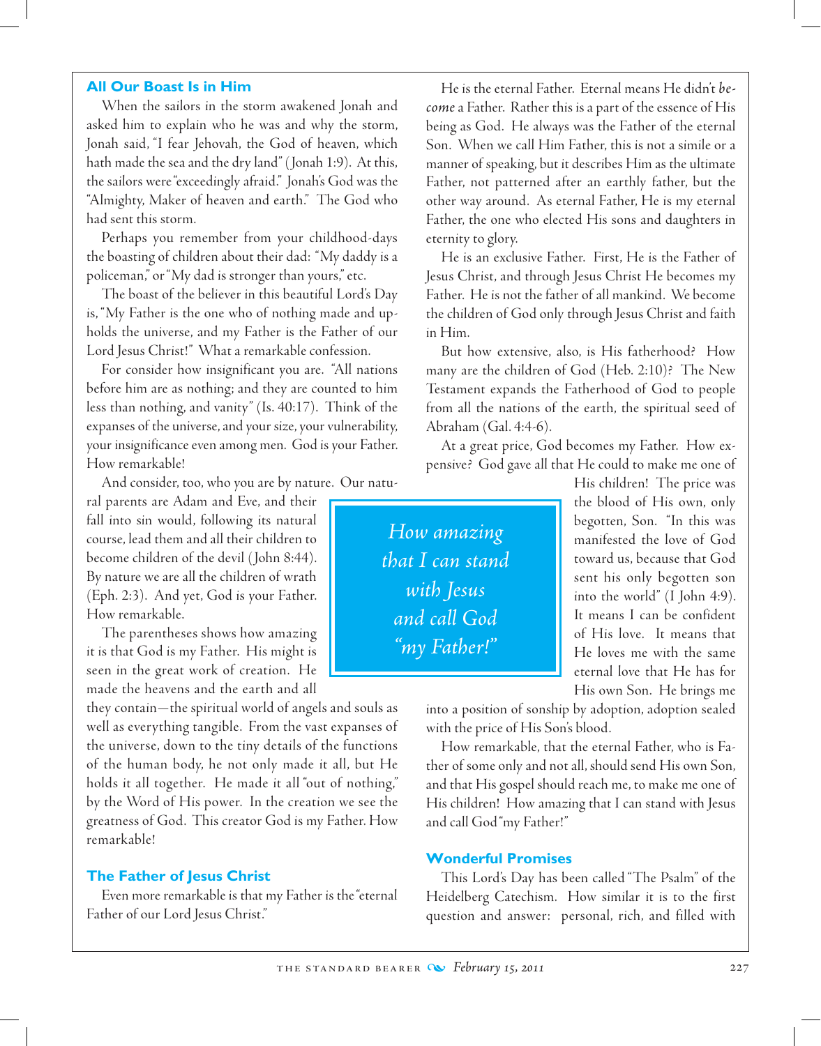## All Our Boast Is in Him

When the sailors in the storm awakened Jonah and asked him to explain who he was and why the storm, Jonah said, "I fear Jehovah, the God of heaven, which hath made the sea and the dry land" (Jonah 1:9). At this, the sailors were "exceedingly afraid." Jonah's God was the "Almighty, Maker of heaven and earth." The God who had sent this storm.

Perhaps you remember from your childhood-days the boasting of children about their dad: "My daddy is a policeman," or "My dad is stronger than yours," etc.

The boast of the believer in this beautiful Lord's Day is, "My Father is the one who of nothing made and upholds the universe, and my Father is the Father of our Lord Jesus Christ!" What a remarkable confession.

For consider how insignificant you are. "All nations before him are as nothing; and they are counted to him less than nothing, and vanity" (Is. 40:17). Think of the expanses of the universe, and your size, your vulnerability, your insignificance even among men. God is your Father. How remarkable!

And consider, too, who you are by nature. Our natural parents are Adam and Eve, and their fall into sin would, following its natural course, lead them and all their children to become children of the devil (John 8:44). By nature we are all the children of wrath (Eph. 2:3). And yet, God is your Father. How remarkable.

The parentheses shows how amazing it is that God is my Father. His might is seen in the great work of creation. He made the heavens and the earth and all they contain—the spiritual world of angels and souls as well as everything tangible. From the vast expanses of the universe, down to the tiny details of the functions of the human body, he not only made it all, but He holds it all together. He made it all "out of nothing," by the Word of His power. In the creation we see the greatness of God. This creator God is my Father. How remarkable!

## The Father of Jesus Christ

Even more remarkable is that my Father is the "eternal Father of our Lord Jesus Christ."

He is the eternal Father. Eternal means He didn't *become* a Father. Rather this is a part of the essence of His being as God. He always was the Father of the eternal Son. When we call Him Father, this is not a simile or a manner of speaking, but it describes Him as the ultimate Father, not patterned after an earthly father, but the other way around. As eternal Father, He is my eternal Father, the one who elected His sons and daughters in eternity to glory.

He is an exclusive Father. First, He is the Father of Jesus Christ, and through Jesus Christ He becomes my Father. He is not the father of all mankind. We become the children of God only through Jesus Christ and faith in Him.

But how extensive, also, is His fatherhood? How many are the children of God (Heb. 2:10)? The New Testament expands the Fatherhood of God to people from all the nations of the earth, the spiritual seed of Abraham (Gal. 4:4-6).

At a great price, God becomes my Father. How expensive? God gave all that He could to make me one of His children! The price was the blood of His own, only begotten, Son. "In this was manifested the love of God toward us, because that God sent his only begotten son into the world" (I John 4:9). It means I can be confident of His love. It means that He loves me with the same eternal love that He has for His own Son. He brings me into a position of sonship by adoption, adoption sealed with the price of His Son's blood.

> *How amazing that I can stand with Jesus and call God "my Father!"*

How remarkable, that the eternal Father, who is Father of some only and not all, should send His own Son, and that His gospel should reach me, to make me one of His children! How amazing that I can stand with Jesus and call God "my Father!"

## Wonderful Promises

This Lord's Day has been called "The Psalm" of the Heidelberg Catechism. How similar it is to the first question and answer: personal, rich, and filled with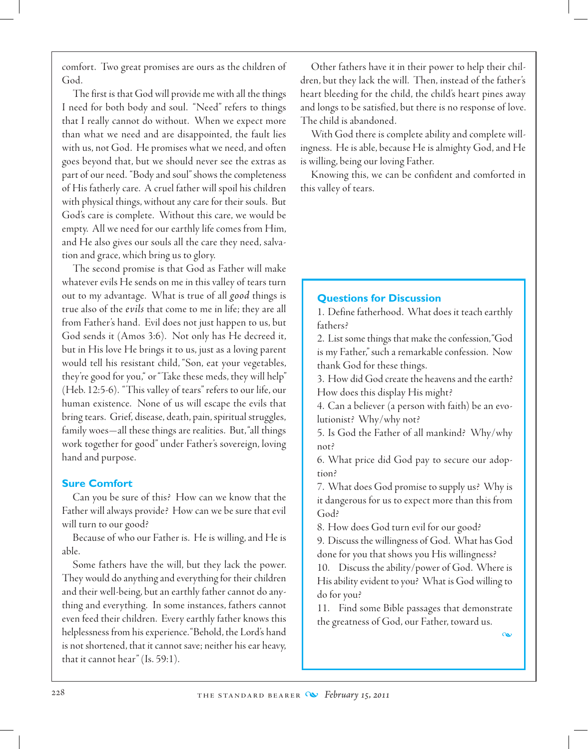comfort. Two great promises are ours as the children of God.

The first is that God will provide me with all the things I need for both body and soul. "Need" refers to things that I really cannot do without. When we expect more than what we need and are disappointed, the fault lies with us, not God. He promises what we need, and often goes beyond that, but we should never see the extras as part of our need. "Body and soul" shows the completeness of His fatherly care. A cruel father will spoil his children with physical things, without any care for their souls. But God's care is complete. Without this care, we would be empty. All we need for our earthly life comes from Him, and He also gives our souls all the care they need, salvation and grace, which bring us to glory.

The second promise is that God as Father will make whatever evils He sends on me in this valley of tears turn out to my advantage. What is true of all *good* things is true also of the *evils* that come to me in life; they are all from Father's hand. Evil does not just happen to us, but God sends it (Amos 3:6). Not only has He decreed it, but in His love He brings it to us, just as a loving parent would tell his resistant child, "Son, eat your vegetables, they're good for you," or "Take these meds, they will help" (Heb. 12:5-6). "This valley of tears" refers to our life, our human existence. None of us will escape the evils that bring tears. Grief, disease, death, pain, spiritual struggles, family woes—all these things are realities. But, "all things work together for good" under Father's sovereign, loving hand and purpose.

## Sure Comfort

Can you be sure of this? How can we know that the Father will always provide? How can we be sure that evil will turn to our good?

Because of who our Father is. He is willing, and He is able.

Some fathers have the will, but they lack the power. They would do anything and everything for their children and their well-being, but an earthly father cannot do anything and everything. In some instances, fathers cannot even feed their children. Every earthly father knows this helplessness from his experience. "Behold, the Lord's hand is not shortened, that it cannot save; neither his ear heavy, that it cannot hear" (Is. 59:1).

Other fathers have it in their power to help their children, but they lack the will. Then, instead of the father's heart bleeding for the child, the child's heart pines away and longs to be satisfied, but there is no response of love. The child is abandoned.

With God there is complete ability and complete willingness. He is able, because He is almighty God, and He is willing, being our loving Father.

Knowing this, we can be confident and comforted in this valley of tears.

## Questions for Discussion

1. Define fatherhood. What does it teach earthly fathers?
2. List some things that make the confession, "God is my Father," such a remarkable confession. Now thank God for these things.
3. How did God create the heavens and the earth? How does this display His might?
4. Can a believer (a person with faith) be an evolutionist? Why/why not?
5. Is God the Father of all mankind? Why/why not?
6. What price did God pay to secure our adoption?
7. What does God promise to supply us? Why is it dangerous for us to expect more than this from God?
8. How does God turn evil for our good?
9. Discuss the willingness of God. What has God done for you that shows you His willingness?
10. Discuss the ability/power of God. Where is His ability evident to you? What is God willing to do for you?
11. Find some Bible passages that demonstrate the greatness of God, our Father, toward us.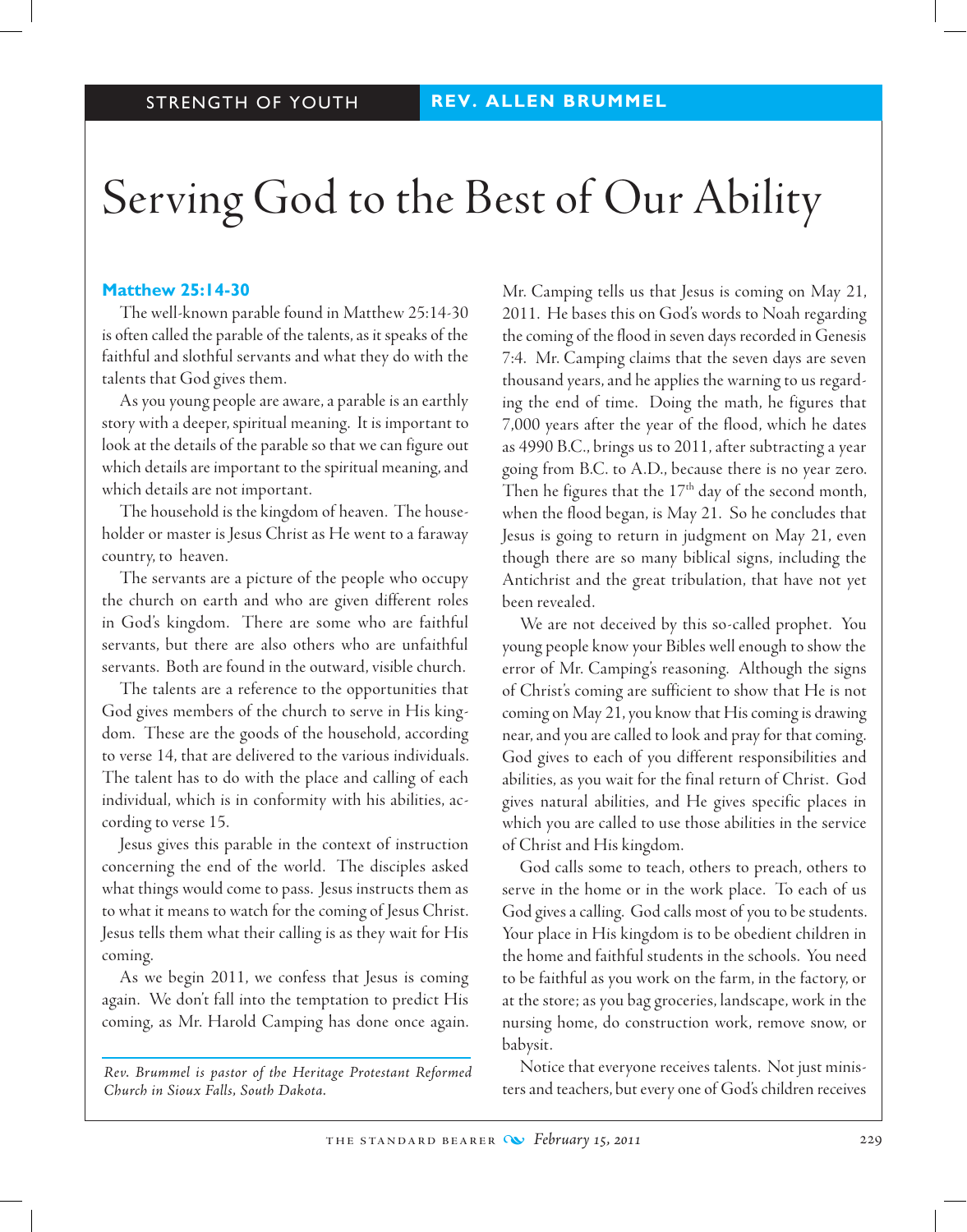STRENGTH OF YOUTH | REV. ALLEN BRUMMEL

# Serving God to the Best of Our Ability

**Matthew 25:14-30**

The well-known parable found in Matthew 25:14-30 is often called the parable of the talents, as it speaks of the faithful and slothful servants and what they do with the talents that God gives them.

As you young people are aware, a parable is an earthly story with a deeper, spiritual meaning. It is important to look at the details of the parable so that we can figure out which details are important to the spiritual meaning, and which details are not important.

The household is the kingdom of heaven. The householder or master is Jesus Christ as He went to a faraway country, to heaven.

The servants are a picture of the people who occupy the church on earth and who are given different roles in God's kingdom. There are some who are faithful servants, but there are also others who are unfaithful servants. Both are found in the outward, visible church.

The talents are a reference to the opportunities that God gives members of the church to serve in His kingdom. These are the goods of the household, according to verse 14, that are delivered to the various individuals. The talent has to do with the place and calling of each individual, which is in conformity with his abilities, according to verse 15.

Jesus gives this parable in the context of instruction concerning the end of the world. The disciples asked what things would come to pass. Jesus instructs them as to what it means to watch for the coming of Jesus Christ. Jesus tells them what their calling is as they wait for His coming.

As we begin 2011, we confess that Jesus is coming again. We don't fall into the temptation to predict His coming, as Mr. Harold Camping has done once again. Mr. Camping tells us that Jesus is coming on May 21, 2011. He bases this on God's words to Noah regarding the coming of the flood in seven days recorded in Genesis 7:4. Mr. Camping claims that the seven days are seven thousand years, and he applies the warning to us regarding the end of time. Doing the math, he figures that 7,000 years after the year of the flood, which he dates as 4990 B.C., brings us to 2011, after subtracting a year going from B.C. to A.D., because there is no year zero. Then he figures that the 17th day of the second month, when the flood began, is May 21. So he concludes that Jesus is going to return in judgment on May 21, even though there are so many biblical signs, including the Antichrist and the great tribulation, that have not yet been revealed.

We are not deceived by this so-called prophet. You young people know your Bibles well enough to show the error of Mr. Camping's reasoning. Although the signs of Christ's coming are sufficient to show that He is not coming on May 21, you know that His coming is drawing near, and you are called to look and pray for that coming. God gives to each of you different responsibilities and abilities, as you wait for the final return of Christ. God gives natural abilities, and He gives specific places in which you are called to use those abilities in the service of Christ and His kingdom.

God calls some to teach, others to preach, others to serve in the home or in the work place. To each of us God gives a calling. God calls most of you to be students. Your place in His kingdom is to be obedient children in the home and faithful students in the schools. You need to be faithful as you work on the farm, in the factory, or at the store; as you bag groceries, landscape, work in the nursing home, do construction work, remove snow, or babysit.

Notice that everyone receives talents. Not just ministers and teachers, but every one of God's children receives

---

*Rev. Brummel is pastor of the Heritage Protestant Reformed Church in Sioux Falls, South Dakota.*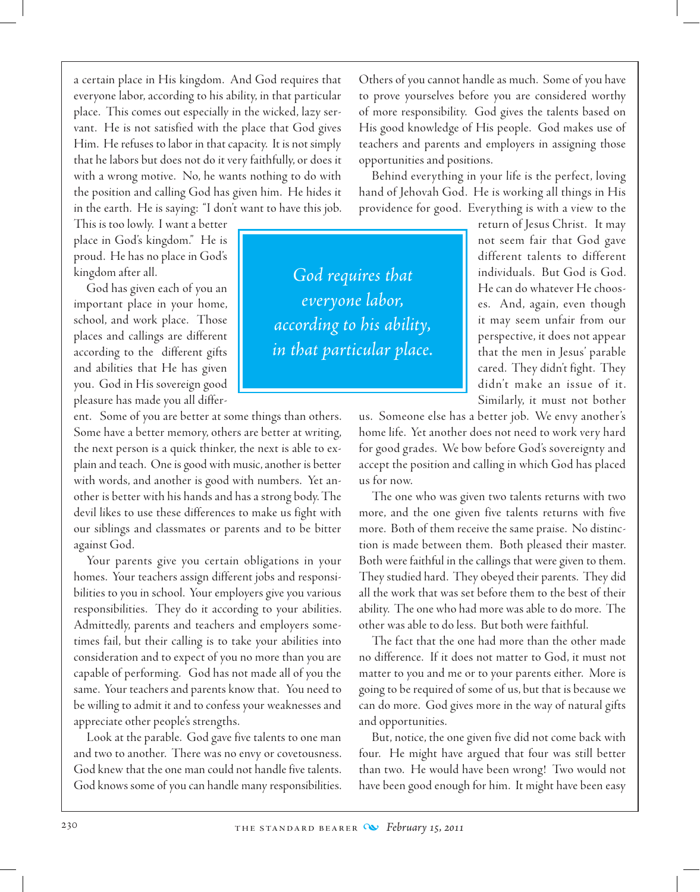a certain place in His kingdom. And God requires that everyone labor, according to his ability, in that particular place. This comes out especially in the wicked, lazy servant. He is not satisfied with the place that God gives Him. He refuses to labor in that capacity. It is not simply that he labors but does not do it very faithfully, or does it with a wrong motive. No, he wants nothing to do with the position and calling God has given him. He hides it in the earth. He is saying: "I don't want to have this job. This is too lowly. I want a better place in God's kingdom." He is proud. He has no place in God's kingdom after all.

God has given each of you an important place in your home, school, and work place. Those places and callings are different according to the different gifts and abilities that He has given you. God in His sovereign good pleasure has made you all different. Some of you are better at some things than others. Some have a better memory, others are better at writing, the next person is a quick thinker, the next is able to explain and teach. One is good with music, another is better with words, and another is good with numbers. Yet another is better with his hands and has a strong body. The devil likes to use these differences to make us fight with our siblings and classmates or parents and to be bitter against God.

Your parents give you certain obligations in your homes. Your teachers assign different jobs and responsibilities to you in school. Your employers give you various responsibilities. They do it according to your abilities. Admittedly, parents and teachers and employers sometimes fail, but their calling is to take your abilities into consideration and to expect of you no more than you are capable of performing. God has not made all of you the same. Your teachers and parents know that. You need to be willing to admit it and to confess your weaknesses and appreciate other people's strengths.

Look at the parable. God gave five talents to one man and two to another. There was no envy or covetousness. God knew that the one man could not handle five talents. God knows some of you can handle many responsibilities. Others of you cannot handle as much. Some of you have to prove yourselves before you are considered worthy of more responsibility. God gives the talents based on His good knowledge of His people. God makes use of teachers and parents and employers in assigning those opportunities and positions.

*God requires that everyone labor, according to his ability, in that particular place.*

Behind everything in your life is the perfect, loving hand of Jehovah God. He is working all things in His providence for good. Everything is with a view to the return of Jesus Christ. It may not seem fair that God gave different talents to different individuals. But God is God. He can do whatever He chooses. And, again, even though it may seem unfair from our perspective, it does not appear that the men in Jesus' parable cared. They didn't fight. They didn't make an issue of it. Similarly, it must not bother us. Someone else has a better job. We envy another's home life. Yet another does not need to work very hard for good grades. We bow before God's sovereignty and accept the position and calling in which God has placed us for now.

The one who was given two talents returns with two more, and the one given five talents returns with five more. Both of them receive the same praise. No distinction is made between them. Both pleased their master. Both were faithful in the callings that were given to them. They studied hard. They obeyed their parents. They did all the work that was set before them to the best of their ability. The one who had more was able to do more. The other was able to do less. But both were faithful.

The fact that the one had more than the other made no difference. If it does not matter to God, it must not matter to you and me or to your parents either. More is going to be required of some of us, but that is because we can do more. God gives more in the way of natural gifts and opportunities.

But, notice, the one given five did not come back with four. He might have argued that four was still better than two. He would have been wrong! Two would not have been good enough for him. It might have been easy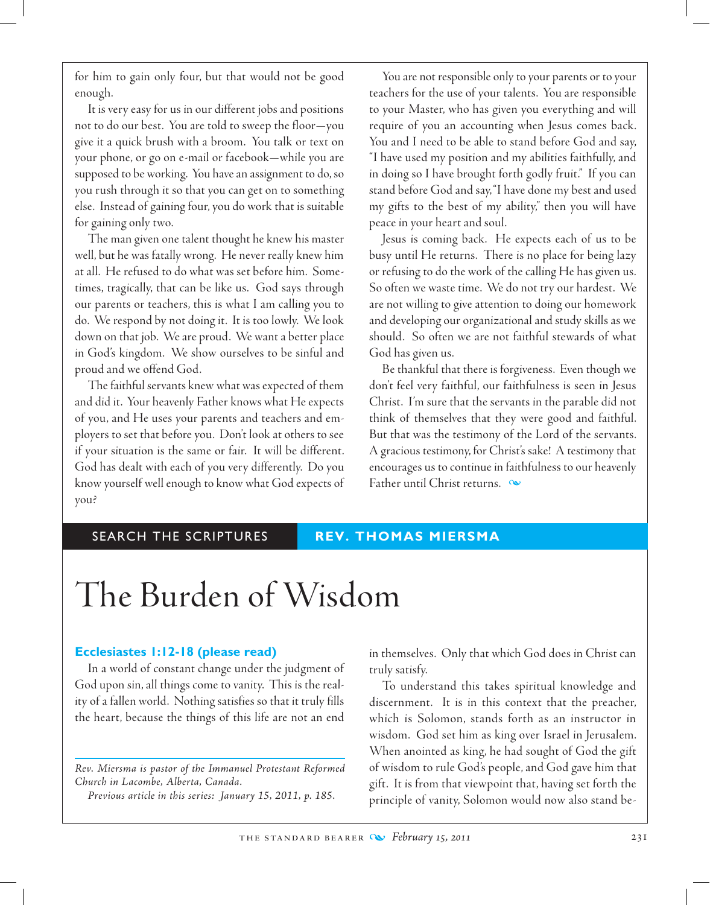for him to gain only four, but that would not be good enough.

It is very easy for us in our different jobs and positions not to do our best. You are told to sweep the floor—you give it a quick brush with a broom. You talk or text on your phone, or go on e-mail or facebook—while you are supposed to be working. You have an assignment to do, so you rush through it so that you can get on to something else. Instead of gaining four, you do work that is suitable for gaining only two.

The man given one talent thought he knew his master well, but he was fatally wrong. He never really knew him at all. He refused to do what was set before him. Sometimes, tragically, that can be like us. God says through our parents or teachers, this is what I am calling you to do. We respond by not doing it. It is too lowly. We look down on that job. We are proud. We want a better place in God's kingdom. We show ourselves to be sinful and proud and we offend God.

The faithful servants knew what was expected of them and did it. Your heavenly Father knows what He expects of you, and He uses your parents and teachers and employers to set that before you. Don't look at others to see if your situation is the same or fair. It will be different. God has dealt with each of you very differently. Do you know yourself well enough to know what God expects of you?

You are not responsible only to your parents or to your teachers for the use of your talents. You are responsible to your Master, who has given you everything and will require of you an accounting when Jesus comes back. You and I need to be able to stand before God and say, "I have used my position and my abilities faithfully, and in doing so I have brought forth godly fruit." If you can stand before God and say, "I have done my best and used my gifts to the best of my ability," then you will have peace in your heart and soul.

Jesus is coming back. He expects each of us to be busy until He returns. There is no place for being lazy or refusing to do the work of the calling He has given us. So often we waste time. We do not try our hardest. We are not willing to give attention to doing our homework and developing our organizational and study skills as we should. So often we are not faithful stewards of what God has given us.

Be thankful that there is forgiveness. Even though we don't feel very faithful, our faithfulness is seen in Jesus Christ. I'm sure that the servants in the parable did not think of themselves that they were good and faithful. But that was the testimony of the Lord of the servants. A gracious testimony, for Christ's sake! A testimony that encourages us to continue in faithfulness to our heavenly Father until Christ returns.

SEARCH THE SCRIPTURES — **REV. THOMAS MIERSMA**

# The Burden of Wisdom

**Ecclesiastes 1:12-18 (please read)**

In a world of constant change under the judgment of God upon sin, all things come to vanity. This is the reality of a fallen world. Nothing satisfies so that it truly fills the heart, because the things of this life are not an end in themselves. Only that which God does in Christ can truly satisfy.

To understand this takes spiritual knowledge and discernment. It is in this context that the preacher, which is Solomon, stands forth as an instructor in wisdom. God set him as king over Israel in Jerusalem. When anointed as king, he had sought of God the gift of wisdom to rule God's people, and God gave him that gift. It is from that viewpoint that, having set forth the principle of vanity, Solomon would now also stand be-

*Rev. Miersma is pastor of the Immanuel Protestant Reformed Church in Lacombe, Alberta, Canada.*

*Previous article in this series: January 15, 2011, p. 185.*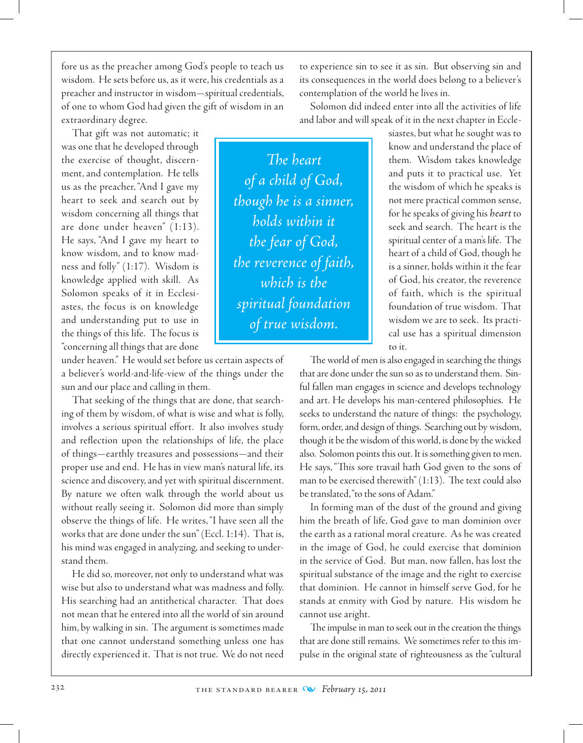fore us as the preacher among God's people to teach us wisdom. He sets before us, as it were, his credentials as a preacher and instructor in wisdom—spiritual credentials, of one to whom God had given the gift of wisdom in an extraordinary degree.

That gift was not automatic; it was one that he developed through the exercise of thought, discernment, and contemplation. He tells us as the preacher, "And I gave my heart to seek and search out by wisdom concerning all things that are done under heaven" (1:13). He says, "And I gave my heart to know wisdom, and to know madness and folly" (1:17). Wisdom is knowledge applied with skill. As Solomon speaks of it in Ecclesiastes, the focus is on knowledge and understanding put to use in the things of this life. The focus is "concerning all things that are done under heaven." He would set before us certain aspects of a believer's world-and-life-view of the things under the sun and our place and calling in them.

That seeking of the things that are done, that searching of them by wisdom, of what is wise and what is folly, involves a serious spiritual effort. It also involves study and reflection upon the relationships of life, the place of things—earthly treasures and possessions—and their proper use and end. He has in view man's natural life, its science and discovery, and yet with spiritual discernment. By nature we often walk through the world about us without really seeing it. Solomon did more than simply observe the things of life. He writes, "I have seen all the works that are done under the sun" (Eccl. 1:14). That is, his mind was engaged in analyzing, and seeking to understand them.

He did so, moreover, not only to understand what was wise but also to understand what was madness and folly. His searching had an antithetical character. That does not mean that he entered into all the world of sin around him, by walking in sin. The argument is sometimes made that one cannot understand something unless one has directly experienced it. That is not true. We do not need to experience sin to see it as sin. But observing sin and its consequences in the world does belong to a believer's contemplation of the world he lives in.

Solomon did indeed enter into all the activities of life and labor and will speak of it in the next chapter in Ecclesiastes, but what he sought was to know and understand the place of them. Wisdom takes knowledge and puts it to practical use. Yet the wisdom of which he speaks is not mere practical common sense, for he speaks of giving his *heart* to seek and search. The heart is the spiritual center of a man's life. The heart of a child of God, though he is a sinner, holds within it the fear of God, his creator, the reverence of faith, which is the spiritual foundation of true wisdom. That wisdom we are to seek. Its practical use has a spiritual dimension to it.

> *The heart of a child of God, though he is a sinner, holds within it the fear of God, the reverence of faith, which is the spiritual foundation of true wisdom.*

The world of men is also engaged in searching the things that are done under the sun so as to understand them. Sinful fallen man engages in science and develops technology and art. He develops his man-centered philosophies. He seeks to understand the nature of things: the psychology, form, order, and design of things. Searching out by wisdom, though it be the wisdom of this world, is done by the wicked also. Solomon points this out. It is something given to men. He says, "This sore travail hath God given to the sons of man to be exercised therewith" (1:13). The text could also be translated, "to the sons of Adam."

In forming man of the dust of the ground and giving him the breath of life, God gave to man dominion over the earth as a rational moral creature. As he was created in the image of God, he could exercise that dominion in the service of God. But man, now fallen, has lost the spiritual substance of the image and the right to exercise that dominion. He cannot in himself serve God, for he stands at enmity with God by nature. His wisdom he cannot use aright.

The impulse in man to seek out in the creation the things that are done still remains. We sometimes refer to this impulse in the original state of righteousness as the "cultural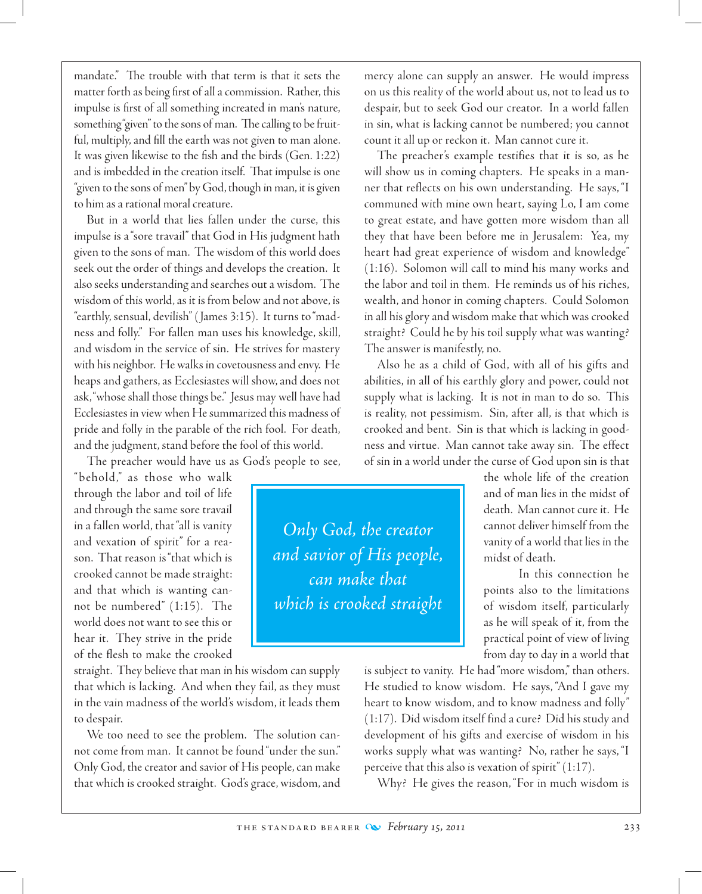mandate." The trouble with that term is that it sets the matter forth as being first of all a commission. Rather, this impulse is first of all something increated in man's nature, something "given" to the sons of man. The calling to be fruitful, multiply, and fill the earth was not given to man alone. It was given likewise to the fish and the birds (Gen. 1:22) and is imbedded in the creation itself. That impulse is one "given to the sons of men" by God, though in man, it is given to him as a rational moral creature.

But in a world that lies fallen under the curse, this impulse is a "sore travail" that God in His judgment hath given to the sons of man. The wisdom of this world does seek out the order of things and develops the creation. It also seeks understanding and searches out a wisdom. The wisdom of this world, as it is from below and not above, is "earthly, sensual, devilish" (James 3:15). It turns to "madness and folly." For fallen man uses his knowledge, skill, and wisdom in the service of sin. He strives for mastery with his neighbor. He walks in covetousness and envy. He heaps and gathers, as Ecclesiastes will show, and does not ask, "whose shall those things be." Jesus may well have had Ecclesiastes in view when He summarized this madness of pride and folly in the parable of the rich fool. For death, and the judgment, stand before the fool of this world.

The preacher would have us as God's people to see, "behold," as those who walk through the labor and toil of life and through the same sore travail in a fallen world, that "all is vanity and vexation of spirit" for a reason. That reason is "that which is crooked cannot be made straight: and that which is wanting cannot be numbered" (1:15). The world does not want to see this or hear it. They strive in the pride of the flesh to make the crooked straight. They believe that man in his wisdom can supply that which is lacking. And when they fail, as they must in the vain madness of the world's wisdom, it leads them to despair.

We too need to see the problem. The solution cannot come from man. It cannot be found "under the sun." Only God, the creator and savior of His people, can make that which is crooked straight. God's grace, wisdom, and mercy alone can supply an answer. He would impress on us this reality of the world about us, not to lead us to despair, but to seek God our creator. In a world fallen in sin, what is lacking cannot be numbered; you cannot count it all up or reckon it. Man cannot cure it.

The preacher's example testifies that it is so, as he will show us in coming chapters. He speaks in a manner that reflects on his own understanding. He says, "I communed with mine own heart, saying Lo, I am come to great estate, and have gotten more wisdom than all they that have been before me in Jerusalem: Yea, my heart had great experience of wisdom and knowledge" (1:16). Solomon will call to mind his many works and the labor and toil in them. He reminds us of his riches, wealth, and honor in coming chapters. Could Solomon in all his glory and wisdom make that which was crooked straight? Could he by his toil supply what was wanting? The answer is manifestly, no.

Also he as a child of God, with all of his gifts and abilities, in all of his earthly glory and power, could not supply what is lacking. It is not in man to do so. This is reality, not pessimism. Sin, after all, is that which is crooked and bent. Sin is that which is lacking in goodness and virtue. Man cannot take away sin. The effect of sin in a world under the curse of God upon sin is that the whole life of the creation and of man lies in the midst of death. Man cannot cure it. He cannot deliver himself from the vanity of a world that lies in the midst of death.

*Only God, the creator and savior of His people, can make that which is crooked straight*

In this connection he points also to the limitations of wisdom itself, particularly as he will speak of it, from the practical point of view of living from day to day in a world that is subject to vanity. He had "more wisdom," than others. He studied to know wisdom. He says, "And I gave my heart to know wisdom, and to know madness and folly" (1:17). Did wisdom itself find a cure? Did his study and development of his gifts and exercise of wisdom in his works supply what was wanting? No, rather he says, "I perceive that this also is vexation of spirit" (1:17).

Why? He gives the reason, "For in much wisdom is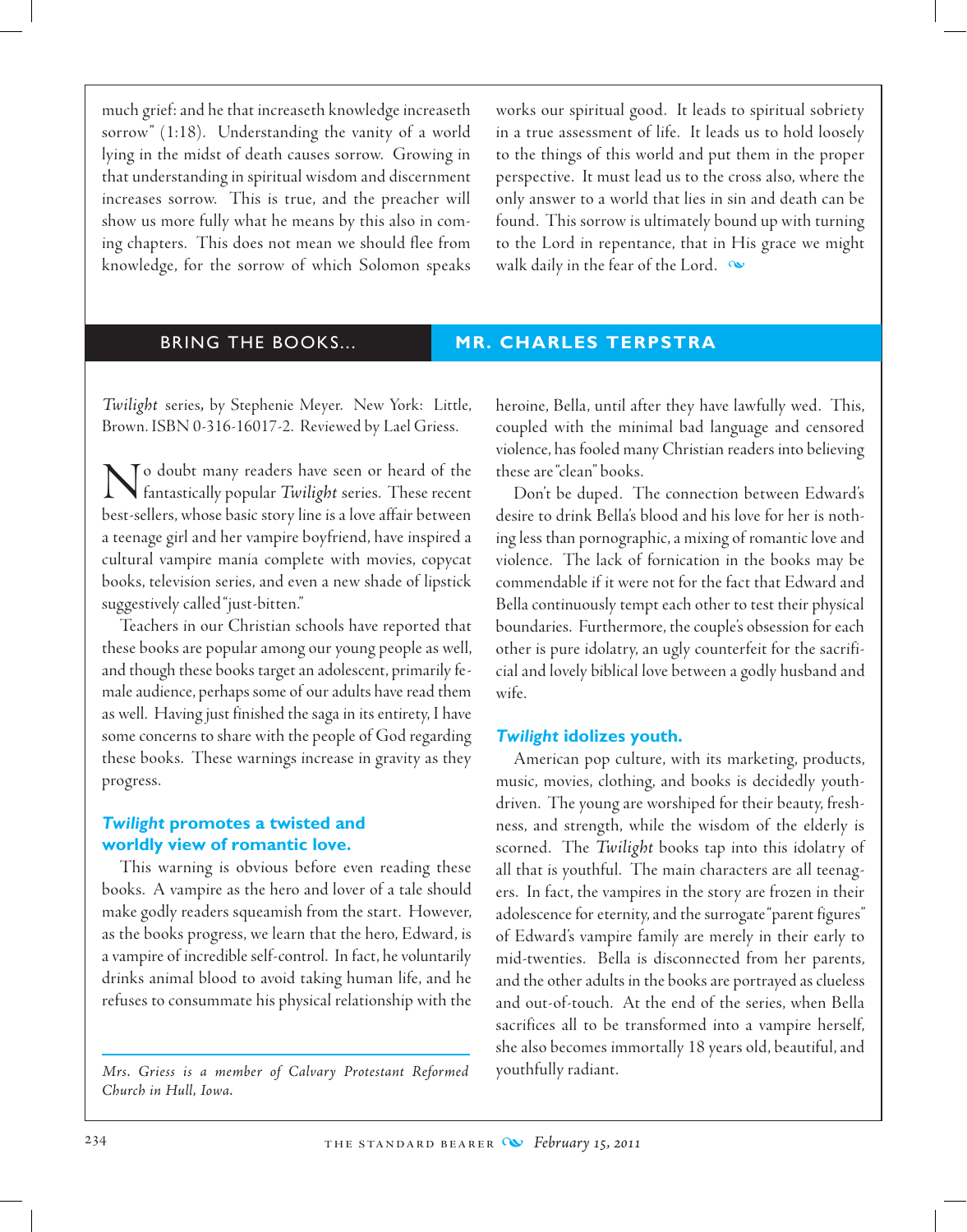much grief: and he that increaseth knowledge increaseth sorrow" (1:18). Understanding the vanity of a world lying in the midst of death causes sorrow. Growing in that understanding in spiritual wisdom and discernment increases sorrow. This is true, and the preacher will show us more fully what he means by this also in coming chapters. This does not mean we should flee from knowledge, for the sorrow of which Solomon speaks works our spiritual good. It leads to spiritual sobriety in a true assessment of life. It leads us to hold loosely to the things of this world and put them in the proper perspective. It must lead us to the cross also, where the only answer to a world that lies in sin and death can be found. This sorrow is ultimately bound up with turning to the Lord in repentance, that in His grace we might walk daily in the fear of the Lord.

## BRING THE BOOKS... MR. CHARLES TERPSTRA

*Twilight* series, by Stephenie Meyer. New York: Little, Brown. ISBN 0-316-16017-2. Reviewed by Lael Griess.

No doubt many readers have seen or heard of the fantastically popular *Twilight* series. These recent best-sellers, whose basic story line is a love affair between a teenage girl and her vampire boyfriend, have inspired a cultural vampire mania complete with movies, copycat books, television series, and even a new shade of lipstick suggestively called "just-bitten."

Teachers in our Christian schools have reported that these books are popular among our young people as well, and though these books target an adolescent, primarily female audience, perhaps some of our adults have read them as well. Having just finished the saga in its entirety, I have some concerns to share with the people of God regarding these books. These warnings increase in gravity as they progress.

### *Twilight* promotes a twisted and worldly view of romantic love.

This warning is obvious before even reading these books. A vampire as the hero and lover of a tale should make godly readers squeamish from the start. However, as the books progress, we learn that the hero, Edward, is a vampire of incredible self-control. In fact, he voluntarily drinks animal blood to avoid taking human life, and he refuses to consummate his physical relationship with the heroine, Bella, until after they have lawfully wed. This, coupled with the minimal bad language and censored violence, has fooled many Christian readers into believing these are "clean" books.

Don't be duped. The connection between Edward's desire to drink Bella's blood and his love for her is nothing less than pornographic, a mixing of romantic love and violence. The lack of fornication in the books may be commendable if it were not for the fact that Edward and Bella continuously tempt each other to test their physical boundaries. Furthermore, the couple's obsession for each other is pure idolatry, an ugly counterfeit for the sacrificial and lovely biblical love between a godly husband and wife.

### *Twilight* idolizes youth.

American pop culture, with its marketing, products, music, movies, clothing, and books is decidedly youth-driven. The young are worshiped for their beauty, freshness, and strength, while the wisdom of the elderly is scorned. The *Twilight* books tap into this idolatry of all that is youthful. The main characters are all teenagers. In fact, the vampires in the story are frozen in their adolescence for eternity, and the surrogate "parent figures" of Edward's vampire family are merely in their early to mid-twenties. Bella is disconnected from her parents, and the other adults in the books are portrayed as clueless and out-of-touch. At the end of the series, when Bella sacrifices all to be transformed into a vampire herself, she also becomes immortally 18 years old, beautiful, and youthfully radiant.

*Mrs. Griess is a member of Calvary Protestant Reformed Church in Hull, Iowa.*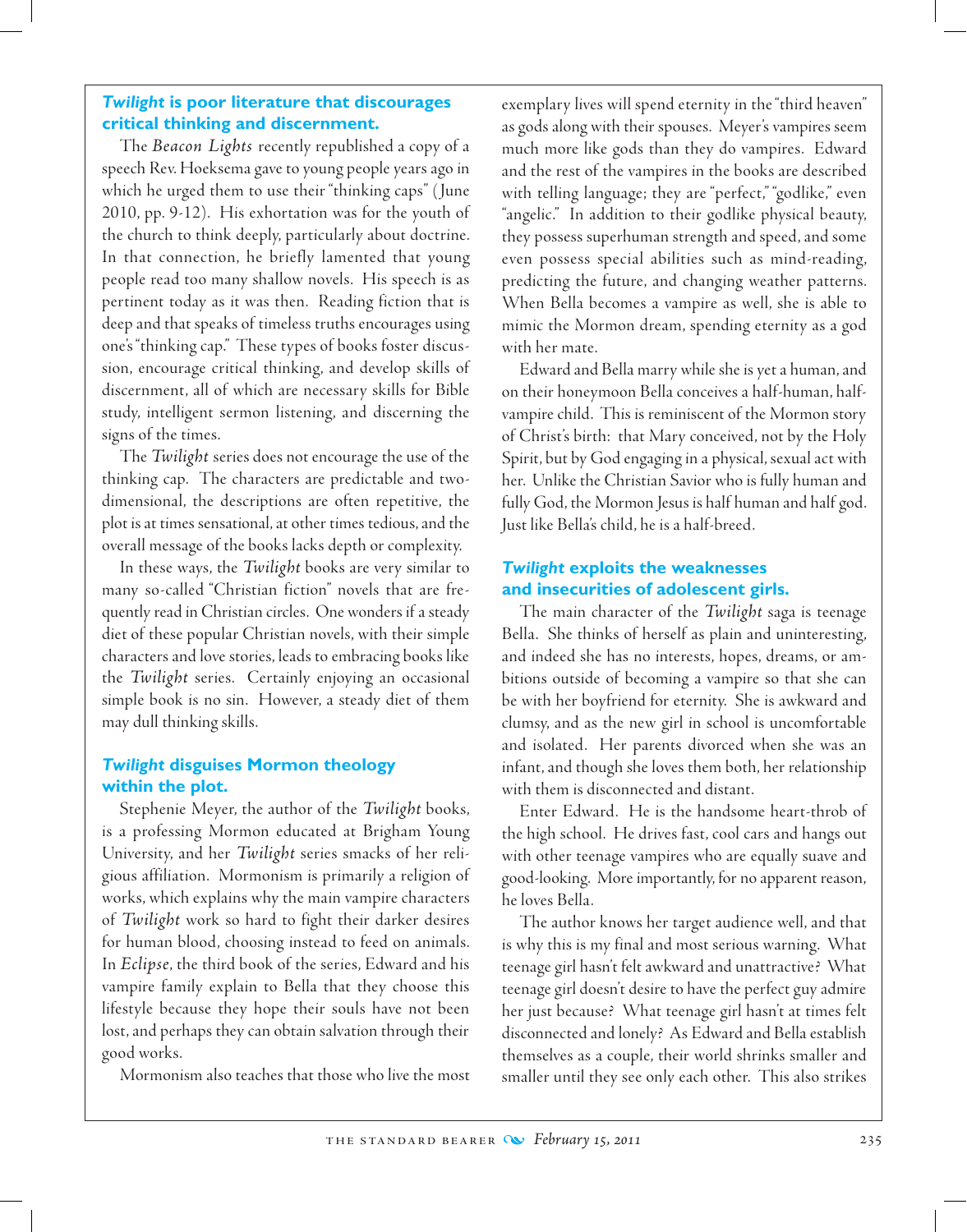### *Twilight* is poor literature that discourages critical thinking and discernment.

The *Beacon Lights* recently republished a copy of a speech Rev. Hoeksema gave to young people years ago in which he urged them to use their "thinking caps" (June 2010, pp. 9-12). His exhortation was for the youth of the church to think deeply, particularly about doctrine. In that connection, he briefly lamented that young people read too many shallow novels. His speech is as pertinent today as it was then. Reading fiction that is deep and that speaks of timeless truths encourages using one's "thinking cap." These types of books foster discussion, encourage critical thinking, and develop skills of discernment, all of which are necessary skills for Bible study, intelligent sermon listening, and discerning the signs of the times.

The *Twilight* series does not encourage the use of the thinking cap. The characters are predictable and two-dimensional, the descriptions are often repetitive, the plot is at times sensational, at other times tedious, and the overall message of the books lacks depth or complexity.

In these ways, the *Twilight* books are very similar to many so-called "Christian fiction" novels that are frequently read in Christian circles. One wonders if a steady diet of these popular Christian novels, with their simple characters and love stories, leads to embracing books like the *Twilight* series. Certainly enjoying an occasional simple book is no sin. However, a steady diet of them may dull thinking skills.

### *Twilight* disguises Mormon theology within the plot.

Stephenie Meyer, the author of the *Twilight* books, is a professing Mormon educated at Brigham Young University, and her *Twilight* series smacks of her religious affiliation. Mormonism is primarily a religion of works, which explains why the main vampire characters of *Twilight* work so hard to fight their darker desires for human blood, choosing instead to feed on animals. In *Eclipse*, the third book of the series, Edward and his vampire family explain to Bella that they choose this lifestyle because they hope their souls have not been lost, and perhaps they can obtain salvation through their good works.

Mormonism also teaches that those who live the most exemplary lives will spend eternity in the "third heaven" as gods along with their spouses. Meyer's vampires seem much more like gods than they do vampires. Edward and the rest of the vampires in the books are described with telling language; they are "perfect," "godlike," even "angelic." In addition to their godlike physical beauty, they possess superhuman strength and speed, and some even possess special abilities such as mind-reading, predicting the future, and changing weather patterns. When Bella becomes a vampire as well, she is able to mimic the Mormon dream, spending eternity as a god with her mate.

Edward and Bella marry while she is yet a human, and on their honeymoon Bella conceives a half-human, half-vampire child. This is reminiscent of the Mormon story of Christ's birth: that Mary conceived, not by the Holy Spirit, but by God engaging in a physical, sexual act with her. Unlike the Christian Savior who is fully human and fully God, the Mormon Jesus is half human and half god. Just like Bella's child, he is a half-breed.

### *Twilight* exploits the weaknesses and insecurities of adolescent girls.

The main character of the *Twilight* saga is teenage Bella. She thinks of herself as plain and uninteresting, and indeed she has no interests, hopes, dreams, or ambitions outside of becoming a vampire so that she can be with her boyfriend for eternity. She is awkward and clumsy, and as the new girl in school is uncomfortable and isolated. Her parents divorced when she was an infant, and though she loves them both, her relationship with them is disconnected and distant.

Enter Edward. He is the handsome heart-throb of the high school. He drives fast, cool cars and hangs out with other teenage vampires who are equally suave and good-looking. More importantly, for no apparent reason, he loves Bella.

The author knows her target audience well, and that is why this is my final and most serious warning. What teenage girl hasn't felt awkward and unattractive? What teenage girl doesn't desire to have the perfect guy admire her just because? What teenage girl hasn't at times felt disconnected and lonely? As Edward and Bella establish themselves as a couple, their world shrinks smaller and smaller until they see only each other. This also strikes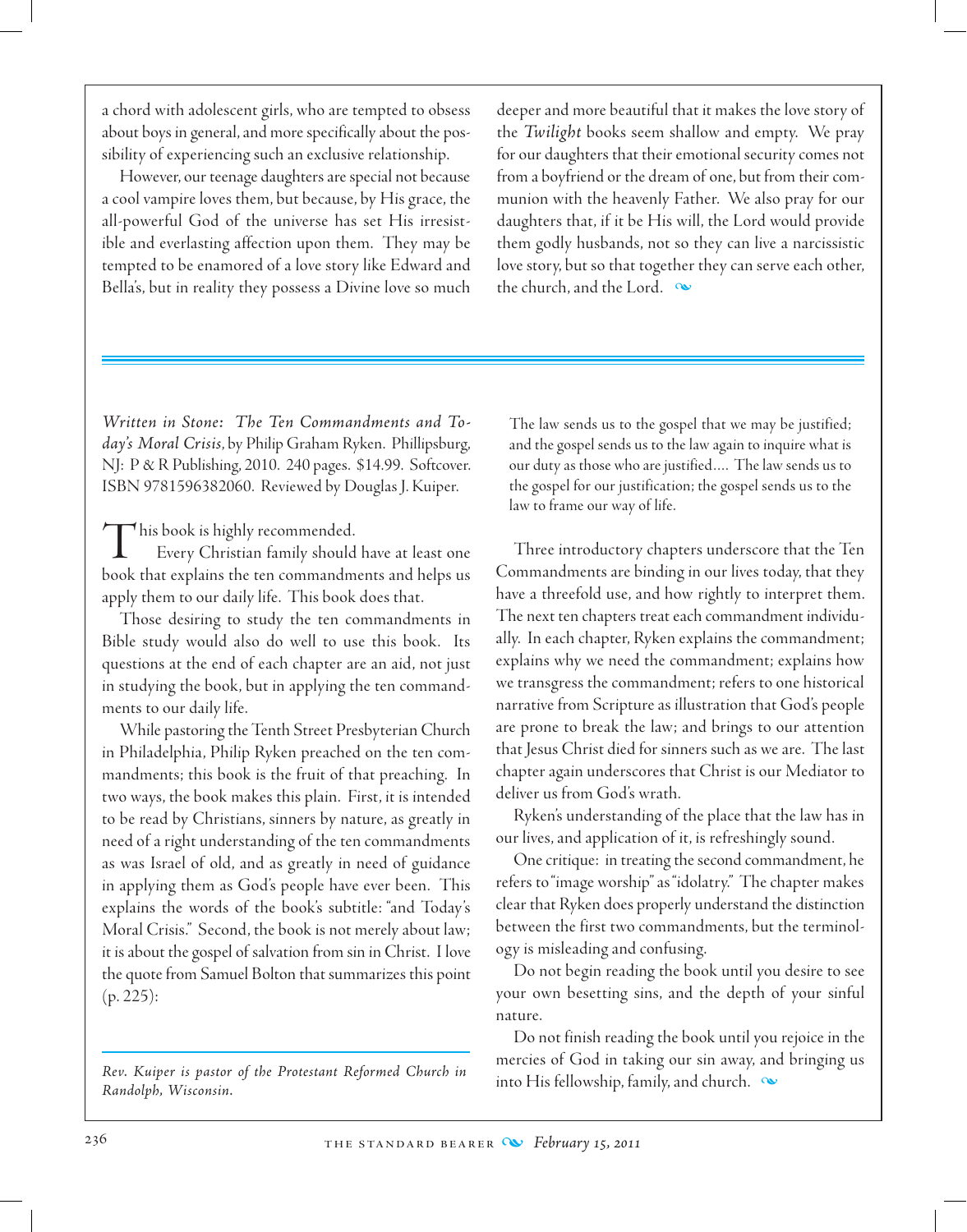a chord with adolescent girls, who are tempted to obsess about boys in general, and more specifically about the possibility of experiencing such an exclusive relationship.

However, our teenage daughters are special not because a cool vampire loves them, but because, by His grace, the all-powerful God of the universe has set His irresistible and everlasting affection upon them. They may be tempted to be enamored of a love story like Edward and Bella's, but in reality they possess a Divine love so much deeper and more beautiful that it makes the love story of the *Twilight* books seem shallow and empty. We pray for our daughters that their emotional security comes not from a boyfriend or the dream of one, but from their communion with the heavenly Father. We also pray for our daughters that, if it be His will, the Lord would provide them godly husbands, not so they can live a narcissistic love story, but so that together they can serve each other, the church, and the Lord.

---

*Written in Stone: The Ten Commandments and Today's Moral Crisis*, by Philip Graham Ryken. Phillipsburg, NJ: P & R Publishing, 2010. 240 pages. $14.99. Softcover. ISBN 9781596382060. Reviewed by Douglas J. Kuiper.

This book is highly recommended.

Every Christian family should have at least one book that explains the ten commandments and helps us apply them to our daily life. This book does that.

Those desiring to study the ten commandments in Bible study would also do well to use this book. Its questions at the end of each chapter are an aid, not just in studying the book, but in applying the ten commandments to our daily life.

While pastoring the Tenth Street Presbyterian Church in Philadelphia, Philip Ryken preached on the ten commandments; this book is the fruit of that preaching. In two ways, the book makes this plain. First, it is intended to be read by Christians, sinners by nature, as greatly in need of a right understanding of the ten commandments as was Israel of old, and as greatly in need of guidance in applying them as God's people have ever been. This explains the words of the book's subtitle: "and Today's Moral Crisis." Second, the book is not merely about law; it is about the gospel of salvation from sin in Christ. I love the quote from Samuel Bolton that summarizes this point (p. 225):

> The law sends us to the gospel that we may be justified; and the gospel sends us to the law again to inquire what is our duty as those who are justified.... The law sends us to the gospel for our justification; the gospel sends us to the law to frame our way of life.

Three introductory chapters underscore that the Ten Commandments are binding in our lives today, that they have a threefold use, and how rightly to interpret them. The next ten chapters treat each commandment individually. In each chapter, Ryken explains the commandment; explains why we need the commandment; explains how we transgress the commandment; refers to one historical narrative from Scripture as illustration that God's people are prone to break the law; and brings to our attention that Jesus Christ died for sinners such as we are. The last chapter again underscores that Christ is our Mediator to deliver us from God's wrath.

Ryken's understanding of the place that the law has in our lives, and application of it, is refreshingly sound.

One critique: in treating the second commandment, he refers to "image worship" as "idolatry." The chapter makes clear that Ryken does properly understand the distinction between the first two commandments, but the terminology is misleading and confusing.

Do not begin reading the book until you desire to see your own besetting sins, and the depth of your sinful nature.

Do not finish reading the book until you rejoice in the mercies of God in taking our sin away, and bringing us into His fellowship, family, and church.

---

*Rev. Kuiper is pastor of the Protestant Reformed Church in Randolph, Wisconsin.*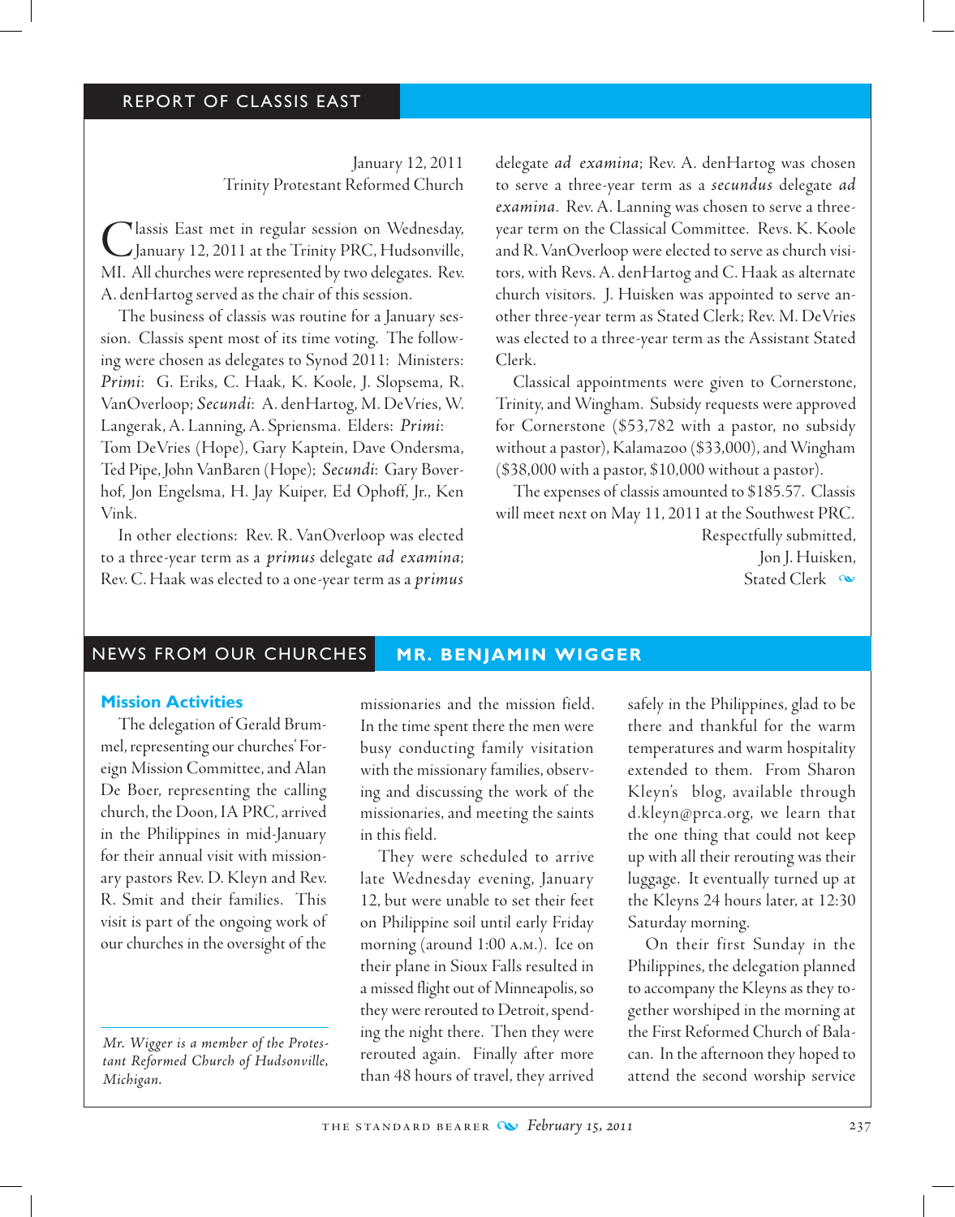## REPORT OF CLASSIS EAST

January 12, 2011
Trinity Protestant Reformed Church

Classis East met in regular session on Wednesday, January 12, 2011 at the Trinity PRC, Hudsonville, MI. All churches were represented by two delegates. Rev. A. denHartog served as the chair of this session.

The business of classis was routine for a January session. Classis spent most of its time voting. The following were chosen as delegates to Synod 2011: Ministers: *Primi*: G. Eriks, C. Haak, K. Koole, J. Slopsema, R. VanOverloop; *Secundi*: A. denHartog, M. DeVries, W. Langerak, A. Lanning, A. Spriensma. Elders: *Primi*: Tom DeVries (Hope), Gary Kaptein, Dave Ondersma, Ted Pipe, John VanBaren (Hope); *Secundi*: Gary Boverhof, Jon Engelsma, H. Jay Kuiper, Ed Ophoff, Jr., Ken Vink.

In other elections: Rev. R. VanOverloop was elected to a three-year term as a *primus* delegate *ad examina*; Rev. C. Haak was elected to a one-year term as a *primus* delegate *ad examina*; Rev. A. denHartog was chosen to serve a three-year term as a *secundus* delegate *ad examina*. Rev. A. Lanning was chosen to serve a three-year term on the Classical Committee. Revs. K. Koole and R. VanOverloop were elected to serve as church visitors, with Revs. A. denHartog and C. Haak as alternate church visitors. J. Huisken was appointed to serve another three-year term as Stated Clerk; Rev. M. DeVries was elected to a three-year term as the Assistant Stated Clerk.

Classical appointments were given to Cornerstone, Trinity, and Wingham. Subsidy requests were approved for Cornerstone ($53,782 with a pastor, no subsidy without a pastor), Kalamazoo ($33,000), and Wingham ($38,000 with a pastor, $10,000 without a pastor).

The expenses of classis amounted to $185.57. Classis will meet next on May 11, 2011 at the Southwest PRC.

Respectfully submitted,
Jon J. Huisken,
Stated Clerk

## NEWS FROM OUR CHURCHES — MR. BENJAMIN WIGGER

*Mr. Wigger is a member of the Protestant Reformed Church of Hudsonville, Michigan.*

### Mission Activities

The delegation of Gerald Brummel, representing our churches' Foreign Mission Committee, and Alan De Boer, representing the calling church, the Doon, IA PRC, arrived in the Philippines in mid-January for their annual visit with missionary pastors Rev. D. Kleyn and Rev. R. Smit and their families. This visit is part of the ongoing work of our churches in the oversight of the missionaries and the mission field. In the time spent there the men were busy conducting family visitation with the missionary families, observing and discussing the work of the missionaries, and meeting the saints in this field.

They were scheduled to arrive late Wednesday evening, January 12, but were unable to set their feet on Philippine soil until early Friday morning (around 1:00 A.M.). Ice on their plane in Sioux Falls resulted in a missed flight out of Minneapolis, so they were rerouted to Detroit, spending the night there. Then they were rerouted again. Finally after more than 48 hours of travel, they arrived safely in the Philippines, glad to be there and thankful for the warm temperatures and warm hospitality extended to them. From Sharon Kleyn's blog, available through d.kleyn@prca.org, we learn that the one thing that could not keep up with all their rerouting was their luggage. It eventually turned up at the Kleyns 24 hours later, at 12:30 Saturday morning.

On their first Sunday in the Philippines, the delegation planned to accompany the Kleyns as they together worshiped in the morning at the First Reformed Church of Balacan. In the afternoon they hoped to attend the second worship service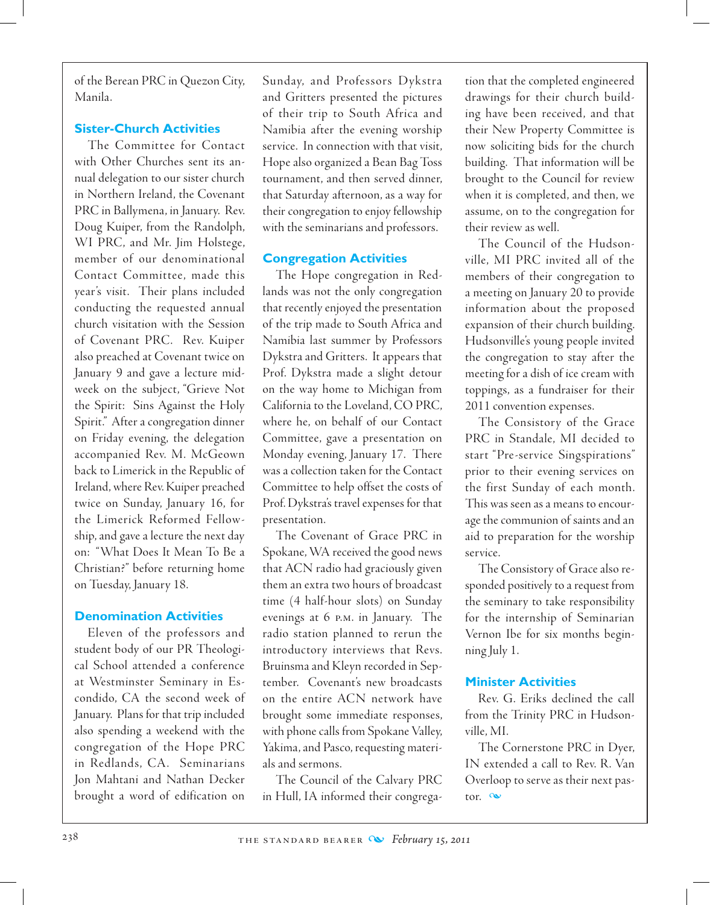of the Berean PRC in Quezon City, Manila.

### Sister-Church Activities

The Committee for Contact with Other Churches sent its annual delegation to our sister church in Northern Ireland, the Covenant PRC in Ballymena, in January. Rev. Doug Kuiper, from the Randolph, WI PRC, and Mr. Jim Holstege, member of our denominational Contact Committee, made this year's visit. Their plans included conducting the requested annual church visitation with the Session of Covenant PRC. Rev. Kuiper also preached at Covenant twice on January 9 and gave a lecture midweek on the subject, "Grieve Not the Spirit: Sins Against the Holy Spirit." After a congregation dinner on Friday evening, the delegation accompanied Rev. M. McGeown back to Limerick in the Republic of Ireland, where Rev. Kuiper preached twice on Sunday, January 16, for the Limerick Reformed Fellowship, and gave a lecture the next day on: "What Does It Mean To Be a Christian?" before returning home on Tuesday, January 18.

### Denomination Activities

Eleven of the professors and student body of our PR Theological School attended a conference at Westminster Seminary in Escondido, CA the second week of January. Plans for that trip included also spending a weekend with the congregation of the Hope PRC in Redlands, CA. Seminarians Jon Mahtani and Nathan Decker brought a word of edification on Sunday, and Professors Dykstra and Gritters presented the pictures of their trip to South Africa and Namibia after the evening worship service. In connection with that visit, Hope also organized a Bean Bag Toss tournament, and then served dinner, that Saturday afternoon, as a way for their congregation to enjoy fellowship with the seminarians and professors.

### Congregation Activities

The Hope congregation in Redlands was not the only congregation that recently enjoyed the presentation of the trip made to South Africa and Namibia last summer by Professors Dykstra and Gritters. It appears that Prof. Dykstra made a slight detour on the way home to Michigan from California to the Loveland, CO PRC, where he, on behalf of our Contact Committee, gave a presentation on Monday evening, January 17. There was a collection taken for the Contact Committee to help offset the costs of Prof. Dykstra's travel expenses for that presentation.

The Covenant of Grace PRC in Spokane, WA received the good news that ACN radio had graciously given them an extra two hours of broadcast time (4 half-hour slots) on Sunday evenings at 6 P.M. in January. The radio station planned to rerun the introductory interviews that Revs. Bruinsma and Kleyn recorded in September. Covenant's new broadcasts on the entire ACN network have brought some immediate responses, with phone calls from Spokane Valley, Yakima, and Pasco, requesting materials and sermons.

The Council of the Calvary PRC in Hull, IA informed their congregation that the completed engineered drawings for their church building have been received, and that their New Property Committee is now soliciting bids for the church building. That information will be brought to the Council for review when it is completed, and then, we assume, on to the congregation for their review as well.

The Council of the Hudsonville, MI PRC invited all of the members of their congregation to a meeting on January 20 to provide information about the proposed expansion of their church building. Hudsonville's young people invited the congregation to stay after the meeting for a dish of ice cream with toppings, as a fundraiser for their 2011 convention expenses.

The Consistory of the Grace PRC in Standale, MI decided to start "Pre-service Singspirations" prior to their evening services on the first Sunday of each month. This was seen as a means to encourage the communion of saints and an aid to preparation for the worship service.

The Consistory of Grace also responded positively to a request from the seminary to take responsibility for the internship of Seminarian Vernon Ibe for six months beginning July 1.

### Minister Activities

Rev. G. Eriks declined the call from the Trinity PRC in Hudsonville, MI.

The Cornerstone PRC in Dyer, IN extended a call to Rev. R. Van Overloop to serve as their next pastor.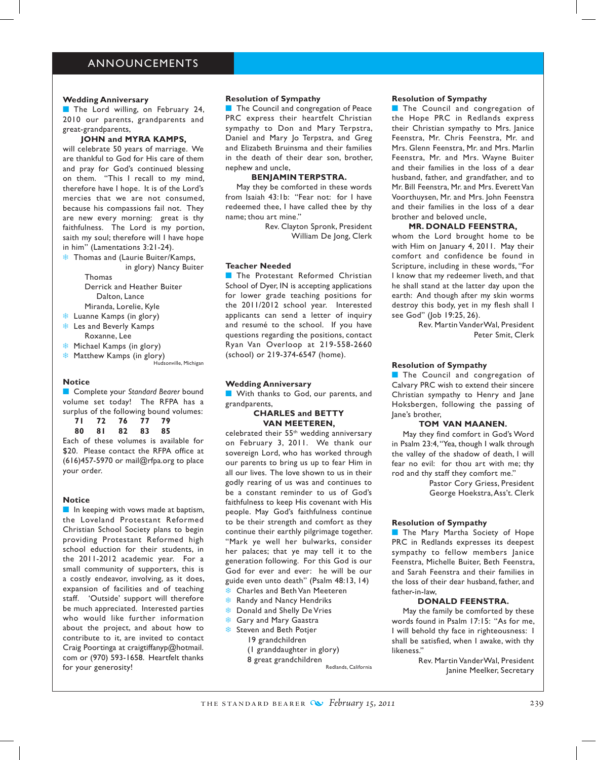# ANNOUNCEMENTS

### Wedding Anniversary

The Lord willing, on February 24, 2010 our parents, grandparents and great-grandparents,

**JOHN and MYRA KAMPS,**

will celebrate 50 years of marriage. We are thankful to God for His care of them and pray for God's continued blessing on them. "This I recall to my mind, therefore have I hope. It is of the Lord's mercies that we are not consumed, because his compassions fail not. They are new every morning: great is thy faithfulness. The Lord is my portion, saith my soul; therefore will I have hope in him" (Lamentations 3:21-24).

- Thomas and (Laurie Buiter/Kamps, in glory) Nancy Buiter
    - Thomas
    - Derrick and Heather Buiter
        - Dalton, Lance
    - Miranda, Lorelie, Kyle
- Luanne Kamps (in glory)
- Les and Beverly Kamps
    - Roxanne, Lee
- Michael Kamps (in glory)
- Matthew Kamps (in glory)

Hudsonville, Michigan

### Notice

Complete your *Standard Bearer* bound volume set today! The RFPA has a surplus of the following bound volumes:

**71 72 76 77 79**
**80 81 82 83 85**

Each of these volumes is available for $20. Please contact the RFPA office at (616)457-5970 or mail@rfpa.org to place your order.

### Notice

In keeping with vows made at baptism, the Loveland Protestant Reformed Christian School Society plans to begin providing Protestant Reformed high school eduction for their students, in the 2011-2012 academic year. For a small community of supporters, this is a costly endeavor, involving, as it does, expansion of facilities and of teaching staff. 'Outside' support will therefore be much appreciated. Interested parties who would like further information about the project, and about how to contribute to it, are invited to contact Craig Poortinga at craigtiffanyp@hotmail.com or (970) 593-1658. Heartfelt thanks for your generosity!

### Resolution of Sympathy

The Council and congregation of Peace PRC express their heartfelt Christian sympathy to Don and Mary Terpstra, Daniel and Mary Jo Terpstra, and Greg and Elizabeth Bruinsma and their families in the death of their dear son, brother, nephew and uncle,

**BENJAMIN TERPSTRA.**

May they be comforted in these words from Isaiah 43:1b: "Fear not: for I have redeemed thee, I have called thee by thy name; thou art mine."

Rev. Clayton Spronk, President
William De Jong, Clerk

### Teacher Needed

The Protestant Reformed Christian School of Dyer, IN is accepting applications for lower grade teaching positions for the 2011/2012 school year. Interested applicants can send a letter of inquiry and resumé to the school. If you have questions regarding the positions, contact Ryan Van Overloop at 219-558-2660 (school) or 219-374-6547 (home).

### Wedding Anniversary

With thanks to God, our parents, and grandparents,

**CHARLES and BETTY VAN MEETEREN,**

celebrated their 55th wedding anniversary on February 3, 2011. We thank our sovereign Lord, who has worked through our parents to bring us up to fear Him in all our lives. The love shown to us in their godly rearing of us was and continues to be a constant reminder to us of God's faithfulness to keep His covenant with His people. May God's faithfulness continue to be their strength and comfort as they continue their earthly pilgrimage together. "Mark ye well her bulwarks, consider her palaces; that ye may tell it to the generation following. For this God is our God for ever and ever: he will be our guide even unto death" (Psalm 48:13, 14)

- Charles and Beth Van Meeteren
- Randy and Nancy Hendriks
- Donald and Shelly De Vries
- Gary and Mary Gaastra
- Steven and Beth Potjer
    - 19 grandchildren
    - (1 granddaughter in glory)
    - 8 great grandchildren

Redlands, California

### Resolution of Sympathy

The Council and congregation of the Hope PRC in Redlands express their Christian sympathy to Mrs. Janice Feenstra, Mr. Chris Feenstra, Mr. and Mrs. Glenn Feenstra, Mr. and Mrs. Marlin Feenstra, Mr. and Mrs. Wayne Buiter and their families in the loss of a dear husband, father, and grandfather, and to Mr. Bill Feenstra, Mr. and Mrs. Everett Van Voorthuysen, Mr. and Mrs. John Feenstra and their families in the loss of a dear brother and beloved uncle,

**MR. DONALD FEENSTRA,**

whom the Lord brought home to be with Him on January 4, 2011. May their comfort and confidence be found in Scripture, including in these words, "For I know that my redeemer liveth, and that he shall stand at the latter day upon the earth: And though after my skin worms destroy this body, yet in my flesh shall I see God" (Job 19:25, 26).

Rev. Martin VanderWal, President
Peter Smit, Clerk

### Resolution of Sympathy

The Council and congregation of Calvary PRC wish to extend their sincere Christian sympathy to Henry and Jane Hoksbergen, following the passing of Jane's brother,

**TOM VAN MAANEN.**

May they find comfort in God's Word in Psalm 23:4, "Yea, though I walk through the valley of the shadow of death, I will fear no evil: for thou art with me; thy rod and thy staff they comfort me."

Pastor Cory Griess, President
George Hoekstra, Ass't. Clerk

### Resolution of Sympathy

The Mary Martha Society of Hope PRC in Redlands expresses its deepest sympathy to fellow members Janice Feenstra, Michelle Buiter, Beth Feenstra, and Sarah Feenstra and their families in the loss of their dear husband, father, and father-in-law,

**DONALD FEENSTRA.**

May the family be comforted by these words found in Psalm 17:15: "As for me, I will behold thy face in righteousness: I shall be satisfied, when I awake, with thy likeness."

Rev. Martin VanderWal, President
Janine Meelker, Secretary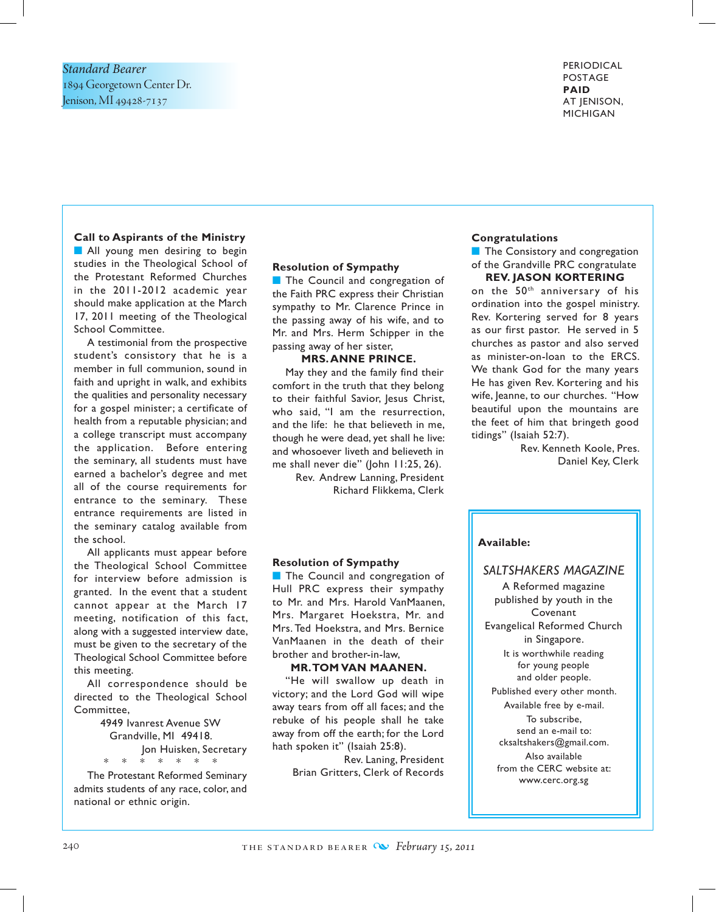Standard Bearer
1894 Georgetown Center Dr.
Jenison, MI 49428-7137

PERIODICAL POSTAGE **PAID** AT JENISON, MICHIGAN

### Call to Aspirants of the Ministry

All young men desiring to begin studies in the Theological School of the Protestant Reformed Churches in the 2011-2012 academic year should make application at the March 17, 2011 meeting of the Theological School Committee.

A testimonial from the prospective student's consistory that he is a member in full communion, sound in faith and upright in walk, and exhibits the qualities and personality necessary for a gospel minister; a certificate of health from a reputable physician; and a college transcript must accompany the application. Before entering the seminary, all students must have earned a bachelor's degree and met all of the course requirements for entrance to the seminary. These entrance requirements are listed in the seminary catalog available from the school.

All applicants must appear before the Theological School Committee for interview before admission is granted. In the event that a student cannot appear at the March 17 meeting, notification of this fact, along with a suggested interview date, must be given to the secretary of the Theological School Committee before this meeting.

All correspondence should be directed to the Theological School Committee,

4949 Ivanrest Avenue SW
Grandville, MI 49418.

Jon Huisken, Secretary

\* \* \* \* \* \* \*

The Protestant Reformed Seminary admits students of any race, color, and national origin.

### Resolution of Sympathy

The Council and congregation of the Faith PRC express their Christian sympathy to Mr. Clarence Prince in the passing away of his wife, and to Mr. and Mrs. Herm Schipper in the passing away of her sister,

**MRS. ANNE PRINCE.**

May they and the family find their comfort in the truth that they belong to their faithful Savior, Jesus Christ, who said, "I am the resurrection, and the life: he that believeth in me, though he were dead, yet shall he live: and whosoever liveth and believeth in me shall never die" (John 11:25, 26).

Rev. Andrew Lanning, President
Richard Flikkema, Clerk

### Resolution of Sympathy

The Council and congregation of Hull PRC express their sympathy to Mr. and Mrs. Harold VanMaanen, Mrs. Margaret Hoekstra, Mr. and Mrs. Ted Hoekstra, and Mrs. Bernice VanMaanen in the death of their brother and brother-in-law,

**MR. TOM VAN MAANEN.**

"He will swallow up death in victory; and the Lord God will wipe away tears from off all faces; and the rebuke of his people shall he take away from off the earth; for the Lord hath spoken it" (Isaiah 25:8).

Rev. Laning, President
Brian Gritters, Clerk of Records

### Congratulations

The Consistory and congregation of the Grandville PRC congratulate

**REV. JASON KORTERING**

on the 50th anniversary of his ordination into the gospel ministry. Rev. Kortering served for 8 years as our first pastor. He served in 5 churches as pastor and also served as minister-on-loan to the ERCS. We thank God for the many years He has given Rev. Kortering and his wife, Jeanne, to our churches. "How beautiful upon the mountains are the feet of him that bringeth good tidings" (Isaiah 52:7).

Rev. Kenneth Koole, Pres.
Daniel Key, Clerk

**Available:**

*SALTSHAKERS MAGAZINE*

A Reformed magazine published by youth in the Covenant Evangelical Reformed Church in Singapore.

It is worthwhile reading for young people and older people.

Published every other month.

Available free by e-mail.

To subscribe, send an e-mail to: cksaltshakers@gmail.com.

Also available from the CERC website at: www.cerc.org.sg